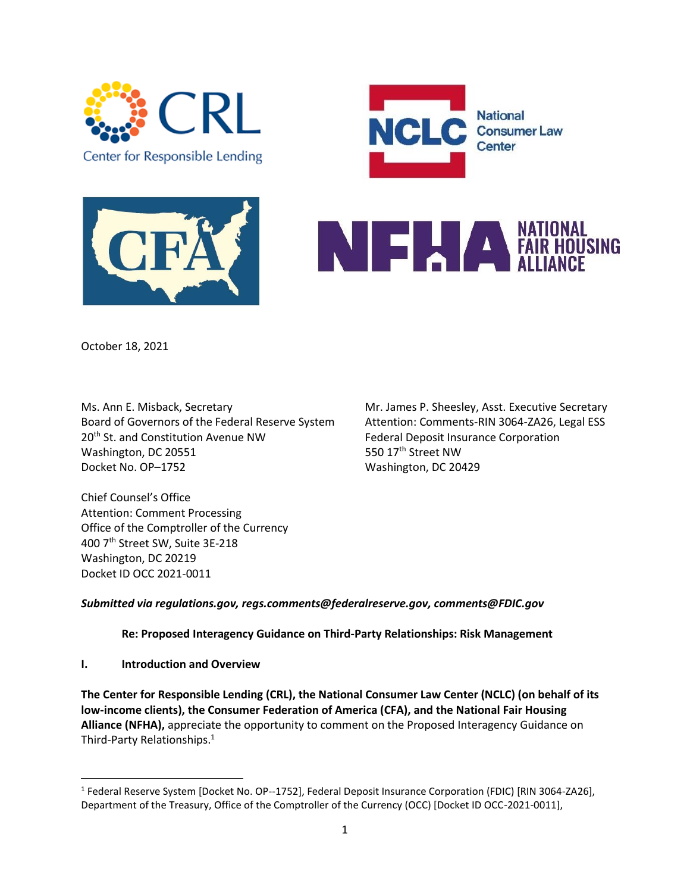October 18, 2021

Ms. Ann E. Misback, Secretary
Board of Governors of the Federal Reserve System
20th St. and Constitution Avenue NW
Washington, DC 20551
Docket No. OP–1752

Mr. James P. Sheesley, Asst. Executive Secretary
Attention: Comments-RIN 3064-ZA26, Legal ESS
Federal Deposit Insurance Corporation
550 17th Street NW
Washington, DC 20429

Chief Counsel's Office
Attention: Comment Processing
Office of the Comptroller of the Currency
400 7th Street SW, Suite 3E-218
Washington, DC 20219
Docket ID OCC 2021-0011

***Submitted via regulations.gov, regs.comments@federalreserve.gov, comments@FDIC.gov***

**Re: Proposed Interagency Guidance on Third-Party Relationships: Risk Management**

## I. Introduction and Overview

**The Center for Responsible Lending (CRL), the National Consumer Law Center (NCLC) (on behalf of its low-income clients), the Consumer Federation of America (CFA), and the National Fair Housing Alliance (NFHA),** appreciate the opportunity to comment on the Proposed Interagency Guidance on Third-Party Relationships.[1]

[1] Federal Reserve System [Docket No. OP--1752], Federal Deposit Insurance Corporation (FDIC) [RIN 3064-ZA26], Department of the Treasury, Office of the Comptroller of the Currency (OCC) [Docket ID OCC-2021-0011],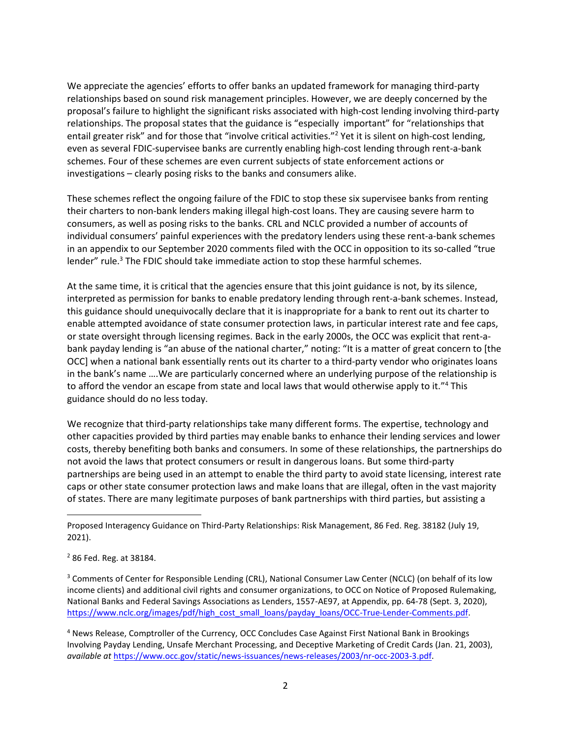We appreciate the agencies' efforts to offer banks an updated framework for managing third-party relationships based on sound risk management principles. However, we are deeply concerned by the proposal's failure to highlight the significant risks associated with high-cost lending involving third-party relationships. The proposal states that the guidance is "especially important" for "relationships that entail greater risk" and for those that "involve critical activities."[2] Yet it is silent on high-cost lending, even as several FDIC-supervisee banks are currently enabling high-cost lending through rent-a-bank schemes. Four of these schemes are even current subjects of state enforcement actions or investigations – clearly posing risks to the banks and consumers alike.

These schemes reflect the ongoing failure of the FDIC to stop these six supervisee banks from renting their charters to non-bank lenders making illegal high-cost loans. They are causing severe harm to consumers, as well as posing risks to the banks. CRL and NCLC provided a number of accounts of individual consumers' painful experiences with the predatory lenders using these rent-a-bank schemes in an appendix to our September 2020 comments filed with the OCC in opposition to its so-called "true lender" rule.[3] The FDIC should take immediate action to stop these harmful schemes.

At the same time, it is critical that the agencies ensure that this joint guidance is not, by its silence, interpreted as permission for banks to enable predatory lending through rent-a-bank schemes. Instead, this guidance should unequivocally declare that it is inappropriate for a bank to rent out its charter to enable attempted avoidance of state consumer protection laws, in particular interest rate and fee caps, or state oversight through licensing regimes. Back in the early 2000s, the OCC was explicit that rent-a-bank payday lending is "an abuse of the national charter," noting: "It is a matter of great concern to [the OCC] when a national bank essentially rents out its charter to a third-party vendor who originates loans in the bank's name ….We are particularly concerned where an underlying purpose of the relationship is to afford the vendor an escape from state and local laws that would otherwise apply to it."[4] This guidance should do no less today.

We recognize that third-party relationships take many different forms. The expertise, technology and other capacities provided by third parties may enable banks to enhance their lending services and lower costs, thereby benefiting both banks and consumers. In some of these relationships, the partnerships do not avoid the laws that protect consumers or result in dangerous loans. But some third-party partnerships are being used in an attempt to enable the third party to avoid state licensing, interest rate caps or other state consumer protection laws and make loans that are illegal, often in the vast majority of states. There are many legitimate purposes of bank partnerships with third parties, but assisting a

---

Proposed Interagency Guidance on Third-Party Relationships: Risk Management, 86 Fed. Reg. 38182 (July 19, 2021).

[2] 86 Fed. Reg. at 38184.

[3] Comments of Center for Responsible Lending (CRL), National Consumer Law Center (NCLC) (on behalf of its low income clients) and additional civil rights and consumer organizations, to OCC on Notice of Proposed Rulemaking, National Banks and Federal Savings Associations as Lenders, 1557-AE97, at Appendix, pp. 64-78 (Sept. 3, 2020), https://www.nclc.org/images/pdf/high_cost_small_loans/payday_loans/OCC-True-Lender-Comments.pdf.

[4] News Release, Comptroller of the Currency, OCC Concludes Case Against First National Bank in Brookings Involving Payday Lending, Unsafe Merchant Processing, and Deceptive Marketing of Credit Cards (Jan. 21, 2003), *available at* https://www.occ.gov/static/news-issuances/news-releases/2003/nr-occ-2003-3.pdf.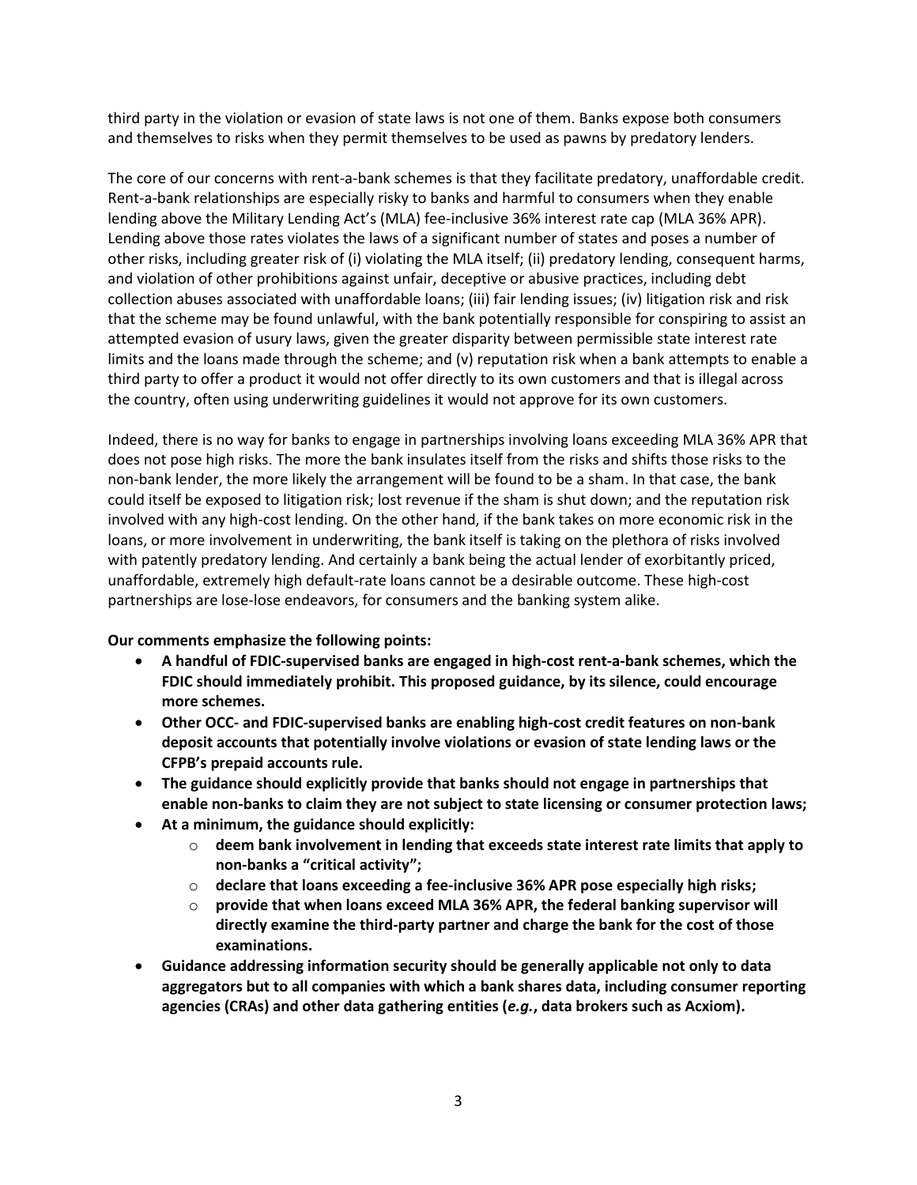third party in the violation or evasion of state laws is not one of them. Banks expose both consumers and themselves to risks when they permit themselves to be used as pawns by predatory lenders.

The core of our concerns with rent-a-bank schemes is that they facilitate predatory, unaffordable credit. Rent-a-bank relationships are especially risky to banks and harmful to consumers when they enable lending above the Military Lending Act's (MLA) fee-inclusive 36% interest rate cap (MLA 36% APR). Lending above those rates violates the laws of a significant number of states and poses a number of other risks, including greater risk of (i) violating the MLA itself; (ii) predatory lending, consequent harms, and violation of other prohibitions against unfair, deceptive or abusive practices, including debt collection abuses associated with unaffordable loans; (iii) fair lending issues; (iv) litigation risk and risk that the scheme may be found unlawful, with the bank potentially responsible for conspiring to assist an attempted evasion of usury laws, given the greater disparity between permissible state interest rate limits and the loans made through the scheme; and (v) reputation risk when a bank attempts to enable a third party to offer a product it would not offer directly to its own customers and that is illegal across the country, often using underwriting guidelines it would not approve for its own customers.

Indeed, there is no way for banks to engage in partnerships involving loans exceeding MLA 36% APR that does not pose high risks. The more the bank insulates itself from the risks and shifts those risks to the non-bank lender, the more likely the arrangement will be found to be a sham. In that case, the bank could itself be exposed to litigation risk; lost revenue if the sham is shut down; and the reputation risk involved with any high-cost lending. On the other hand, if the bank takes on more economic risk in the loans, or more involvement in underwriting, the bank itself is taking on the plethora of risks involved with patently predatory lending. And certainly a bank being the actual lender of exorbitantly priced, unaffordable, extremely high default-rate loans cannot be a desirable outcome. These high-cost partnerships are lose-lose endeavors, for consumers and the banking system alike.

**Our comments emphasize the following points:**

- **A handful of FDIC-supervised banks are engaged in high-cost rent-a-bank schemes, which the FDIC should immediately prohibit. This proposed guidance, by its silence, could encourage more schemes.**
- **Other OCC- and FDIC-supervised banks are enabling high-cost credit features on non-bank deposit accounts that potentially involve violations or evasion of state lending laws or the CFPB's prepaid accounts rule.**
- **The guidance should explicitly provide that banks should not engage in partnerships that enable non-banks to claim they are not subject to state licensing or consumer protection laws;**
- **At a minimum, the guidance should explicitly:**
    - **deem bank involvement in lending that exceeds state interest rate limits that apply to non-banks a "critical activity";**
    - **declare that loans exceeding a fee-inclusive 36% APR pose especially high risks;**
    - **provide that when loans exceed MLA 36% APR, the federal banking supervisor will directly examine the third-party partner and charge the bank for the cost of those examinations.**
- **Guidance addressing information security should be generally applicable not only to data aggregators but to all companies with which a bank shares data, including consumer reporting agencies (CRAs) and other data gathering entities (*e.g.*, data brokers such as Acxiom).**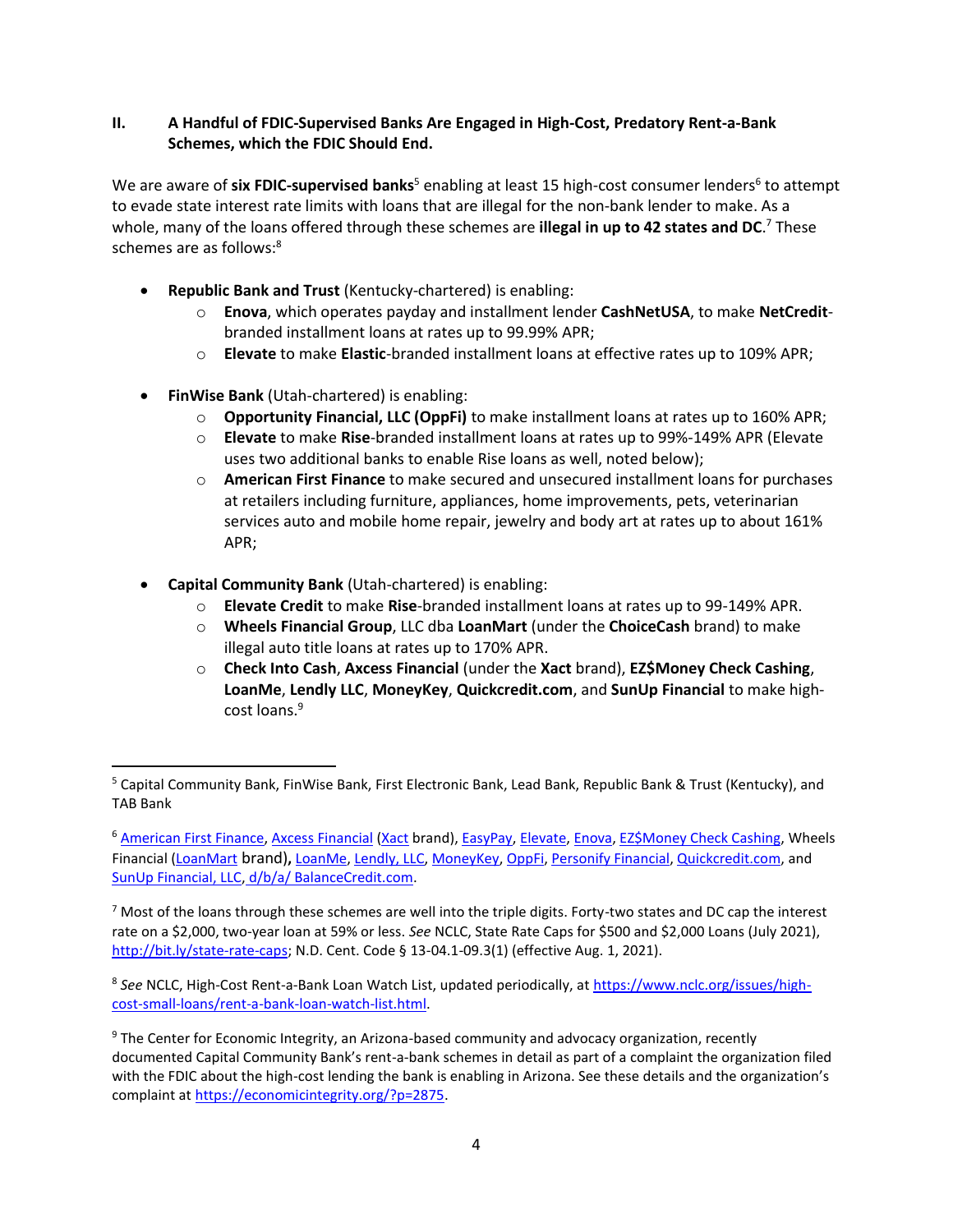## II. A Handful of FDIC-Supervised Banks Are Engaged in High-Cost, Predatory Rent-a-Bank Schemes, which the FDIC Should End.

We are aware of **six FDIC-supervised banks**[5] enabling at least 15 high-cost consumer lenders[6] to attempt to evade state interest rate limits with loans that are illegal for the non-bank lender to make. As a whole, many of the loans offered through these schemes are **illegal in up to 42 states and DC**.[7] These schemes are as follows:[8]

- **Republic Bank and Trust** (Kentucky-chartered) is enabling:
  - **Enova**, which operates payday and installment lender **CashNetUSA**, to make **NetCredit**-branded installment loans at rates up to 99.99% APR;
  - **Elevate** to make **Elastic**-branded installment loans at effective rates up to 109% APR;

- **FinWise Bank** (Utah-chartered) is enabling:
  - **Opportunity Financial, LLC (OppFi)** to make installment loans at rates up to 160% APR;
  - **Elevate** to make **Rise**-branded installment loans at rates up to 99%-149% APR (Elevate uses two additional banks to enable Rise loans as well, noted below);
  - **American First Finance** to make secured and unsecured installment loans for purchases at retailers including furniture, appliances, home improvements, pets, veterinarian services auto and mobile home repair, jewelry and body art at rates up to about 161% APR;

- **Capital Community Bank** (Utah-chartered) is enabling:
  - **Elevate Credit** to make **Rise**-branded installment loans at rates up to 99-149% APR.
  - **Wheels Financial Group**, LLC dba **LoanMart** (under the **ChoiceCash** brand) to make illegal auto title loans at rates up to 170% APR.
  - **Check Into Cash**, **Axcess Financial** (under the **Xact** brand), **EZ$Money Check Cashing**, **LoanMe**, **Lendly LLC**, **MoneyKey**, **Quickcredit.com**, and **SunUp Financial** to make high-cost loans.[9]

---

[5] Capital Community Bank, FinWise Bank, First Electronic Bank, Lead Bank, Republic Bank & Trust (Kentucky), and TAB Bank

[6] American First Finance, Axcess Financial (Xact brand), EasyPay, Elevate, Enova, EZ$Money Check Cashing, Wheels Financial (LoanMart brand), LoanMe, Lendly, LLC, MoneyKey, OppFi, Personify Financial, Quickcredit.com, and SunUp Financial, LLC, d/b/a/ BalanceCredit.com.

[7] Most of the loans through these schemes are well into the triple digits. Forty-two states and DC cap the interest rate on a $2,000, two-year loan at 59% or less. *See* NCLC, State Rate Caps for $500 and $2,000 Loans (July 2021), http://bit.ly/state-rate-caps; N.D. Cent. Code § 13-04.1-09.3(1) (effective Aug. 1, 2021).

[8] *See* NCLC, High-Cost Rent-a-Bank Loan Watch List, updated periodically, at https://www.nclc.org/issues/high-cost-small-loans/rent-a-bank-loan-watch-list.html.

[9] The Center for Economic Integrity, an Arizona-based community and advocacy organization, recently documented Capital Community Bank's rent-a-bank schemes in detail as part of a complaint the organization filed with the FDIC about the high-cost lending the bank is enabling in Arizona. See these details and the organization's complaint at https://economicintegrity.org/?p=2875.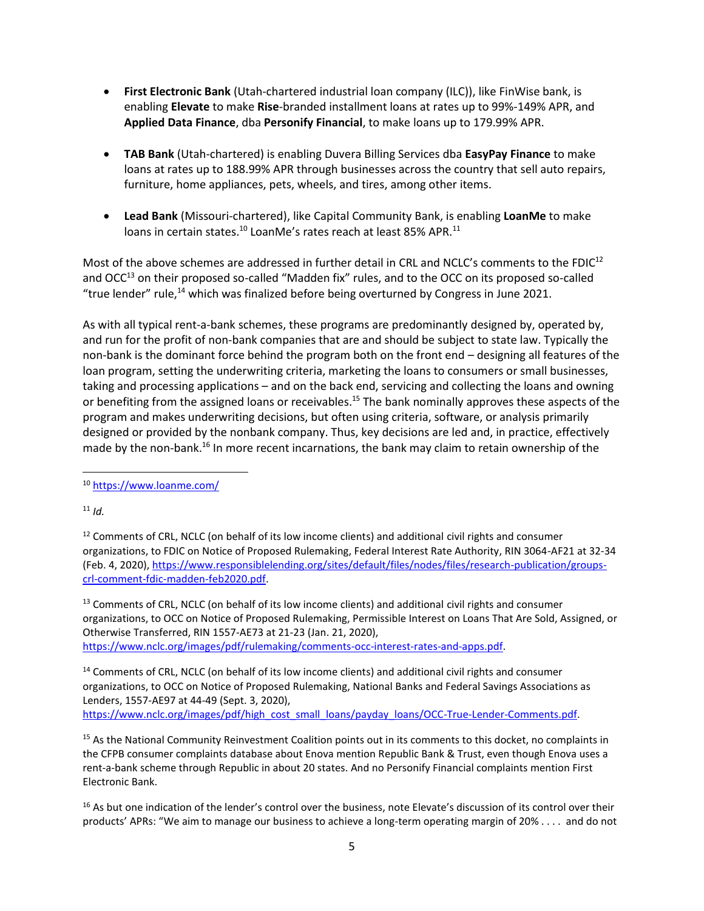- **First Electronic Bank** (Utah-chartered industrial loan company (ILC)), like FinWise bank, is enabling **Elevate** to make **Rise**-branded installment loans at rates up to 99%-149% APR, and **Applied Data Finance**, dba **Personify Financial**, to make loans up to 179.99% APR.

- **TAB Bank** (Utah-chartered) is enabling Duvera Billing Services dba **EasyPay Finance** to make loans at rates up to 188.99% APR through businesses across the country that sell auto repairs, furniture, home appliances, pets, wheels, and tires, among other items.

- **Lead Bank** (Missouri-chartered), like Capital Community Bank, is enabling **LoanMe** to make loans in certain states.[10] LoanMe's rates reach at least 85% APR.[11]

Most of the above schemes are addressed in further detail in CRL and NCLC's comments to the FDIC[12] and OCC[13] on their proposed so-called "Madden fix" rules, and to the OCC on its proposed so-called "true lender" rule,[14] which was finalized before being overturned by Congress in June 2021.

As with all typical rent-a-bank schemes, these programs are predominantly designed by, operated by, and run for the profit of non-bank companies that are and should be subject to state law. Typically the non-bank is the dominant force behind the program both on the front end – designing all features of the loan program, setting the underwriting criteria, marketing the loans to consumers or small businesses, taking and processing applications – and on the back end, servicing and collecting the loans and owning or benefiting from the assigned loans or receivables.[15] The bank nominally approves these aspects of the program and makes underwriting decisions, but often using criteria, software, or analysis primarily designed or provided by the nonbank company. Thus, key decisions are led and, in practice, effectively made by the non-bank.[16] In more recent incarnations, the bank may claim to retain ownership of the

---

[10] https://www.loanme.com/

[11] *Id.*

[12] Comments of CRL, NCLC (on behalf of its low income clients) and additional civil rights and consumer organizations, to FDIC on Notice of Proposed Rulemaking, Federal Interest Rate Authority, RIN 3064-AF21 at 32-34 (Feb. 4, 2020), https://www.responsiblelending.org/sites/default/files/nodes/files/research-publication/groups-crl-comment-fdic-madden-feb2020.pdf.

[13] Comments of CRL, NCLC (on behalf of its low income clients) and additional civil rights and consumer organizations, to OCC on Notice of Proposed Rulemaking, Permissible Interest on Loans That Are Sold, Assigned, or Otherwise Transferred, RIN 1557-AE73 at 21-23 (Jan. 21, 2020), https://www.nclc.org/images/pdf/rulemaking/comments-occ-interest-rates-and-apps.pdf.

[14] Comments of CRL, NCLC (on behalf of its low income clients) and additional civil rights and consumer organizations, to OCC on Notice of Proposed Rulemaking, National Banks and Federal Savings Associations as Lenders, 1557-AE97 at 44-49 (Sept. 3, 2020), https://www.nclc.org/images/pdf/high_cost_small_loans/payday_loans/OCC-True-Lender-Comments.pdf.

[15] As the National Community Reinvestment Coalition points out in its comments to this docket, no complaints in the CFPB consumer complaints database about Enova mention Republic Bank & Trust, even though Enova uses a rent-a-bank scheme through Republic in about 20 states. And no Personify Financial complaints mention First Electronic Bank.

[16] As but one indication of the lender's control over the business, note Elevate's discussion of its control over their products' APRs: "We aim to manage our business to achieve a long-term operating margin of 20% . . . . and do not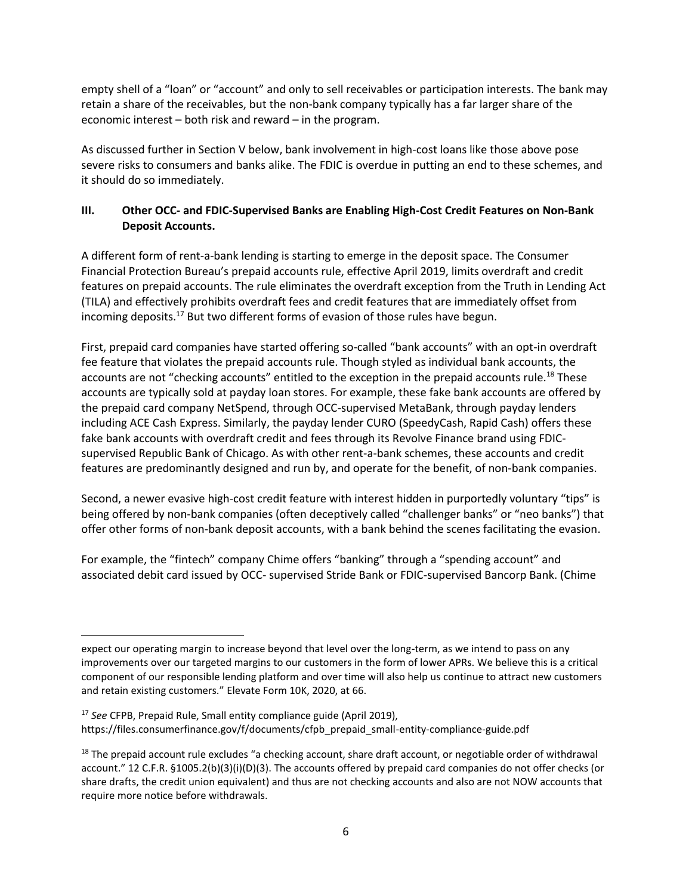empty shell of a "loan" or "account" and only to sell receivables or participation interests. The bank may retain a share of the receivables, but the non-bank company typically has a far larger share of the economic interest – both risk and reward – in the program.

As discussed further in Section V below, bank involvement in high-cost loans like those above pose severe risks to consumers and banks alike. The FDIC is overdue in putting an end to these schemes, and it should do so immediately.

## III. Other OCC- and FDIC-Supervised Banks are Enabling High-Cost Credit Features on Non-Bank Deposit Accounts.

A different form of rent-a-bank lending is starting to emerge in the deposit space. The Consumer Financial Protection Bureau's prepaid accounts rule, effective April 2019, limits overdraft and credit features on prepaid accounts. The rule eliminates the overdraft exception from the Truth in Lending Act (TILA) and effectively prohibits overdraft fees and credit features that are immediately offset from incoming deposits.[17] But two different forms of evasion of those rules have begun.

First, prepaid card companies have started offering so-called "bank accounts" with an opt-in overdraft fee feature that violates the prepaid accounts rule. Though styled as individual bank accounts, the accounts are not "checking accounts" entitled to the exception in the prepaid accounts rule.[18] These accounts are typically sold at payday loan stores. For example, these fake bank accounts are offered by the prepaid card company NetSpend, through OCC-supervised MetaBank, through payday lenders including ACE Cash Express. Similarly, the payday lender CURO (SpeedyCash, Rapid Cash) offers these fake bank accounts with overdraft credit and fees through its Revolve Finance brand using FDIC-supervised Republic Bank of Chicago. As with other rent-a-bank schemes, these accounts and credit features are predominantly designed and run by, and operate for the benefit, of non-bank companies.

Second, a newer evasive high-cost credit feature with interest hidden in purportedly voluntary "tips" is being offered by non-bank companies (often deceptively called "challenger banks" or "neo banks") that offer other forms of non-bank deposit accounts, with a bank behind the scenes facilitating the evasion.

For example, the "fintech" company Chime offers "banking" through a "spending account" and associated debit card issued by OCC- supervised Stride Bank or FDIC-supervised Bancorp Bank. (Chime

---

expect our operating margin to increase beyond that level over the long-term, as we intend to pass on any improvements over our targeted margins to our customers in the form of lower APRs. We believe this is a critical component of our responsible lending platform and over time will also help us continue to attract new customers and retain existing customers." Elevate Form 10K, 2020, at 66.

[17] *See* CFPB, Prepaid Rule, Small entity compliance guide (April 2019), https://files.consumerfinance.gov/f/documents/cfpb_prepaid_small-entity-compliance-guide.pdf

[18] The prepaid account rule excludes "a checking account, share draft account, or negotiable order of withdrawal account." 12 C.F.R. §1005.2(b)(3)(i)(D)(3). The accounts offered by prepaid card companies do not offer checks (or share drafts, the credit union equivalent) and thus are not checking accounts and also are not NOW accounts that require more notice before withdrawals.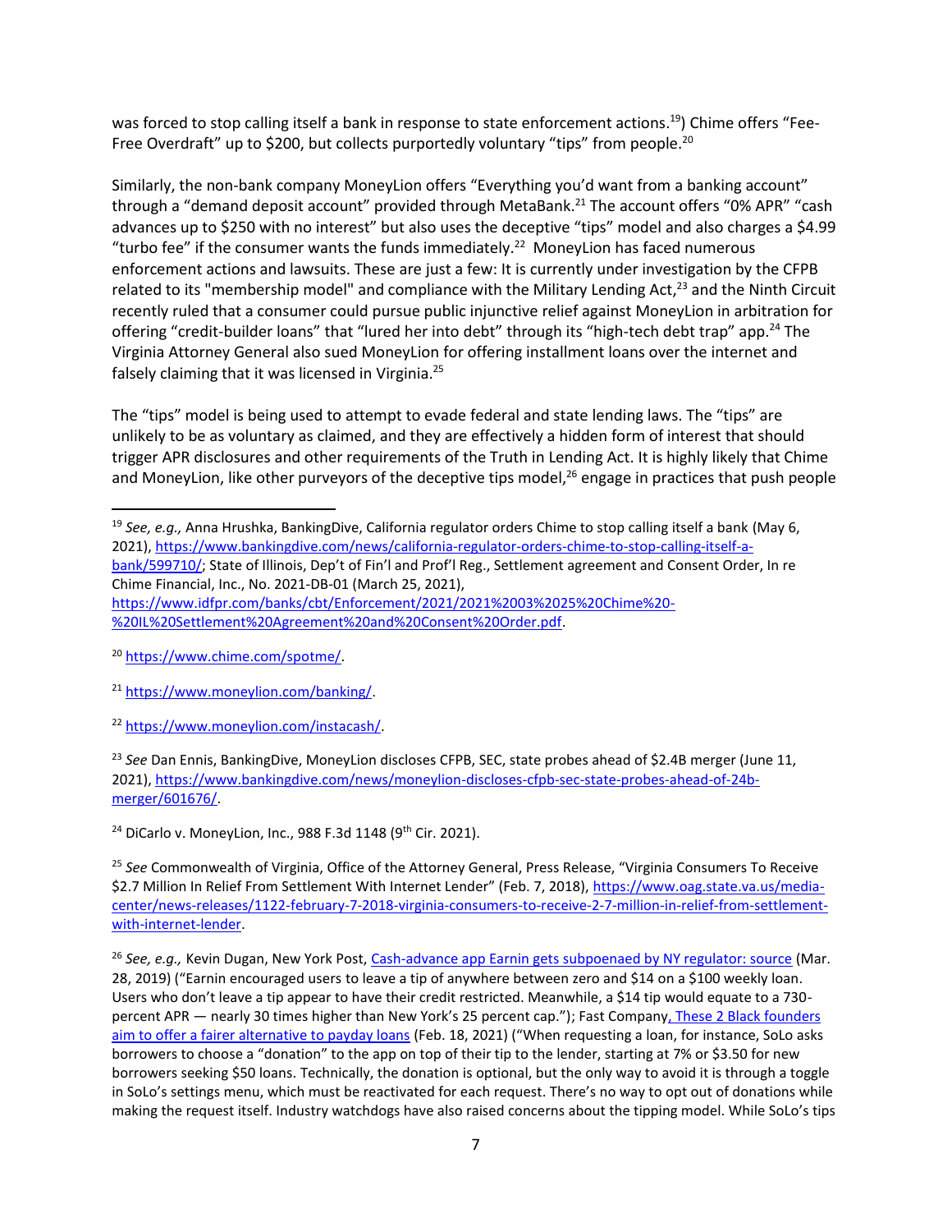was forced to stop calling itself a bank in response to state enforcement actions.[19]) Chime offers "Fee-Free Overdraft" up to $200, but collects purportedly voluntary "tips" from people.[20]

Similarly, the non-bank company MoneyLion offers "Everything you'd want from a banking account" through a "demand deposit account" provided through MetaBank.[21] The account offers "0% APR" "cash advances up to $250 with no interest" but also uses the deceptive "tips" model and also charges a $4.99 "turbo fee" if the consumer wants the funds immediately.[22] MoneyLion has faced numerous enforcement actions and lawsuits. These are just a few: It is currently under investigation by the CFPB related to its "membership model" and compliance with the Military Lending Act,[23] and the Ninth Circuit recently ruled that a consumer could pursue public injunctive relief against MoneyLion in arbitration for offering "credit-builder loans" that "lured her into debt" through its "high-tech debt trap" app.[24] The Virginia Attorney General also sued MoneyLion for offering installment loans over the internet and falsely claiming that it was licensed in Virginia.[25]

The "tips" model is being used to attempt to evade federal and state lending laws. The "tips" are unlikely to be as voluntary as claimed, and they are effectively a hidden form of interest that should trigger APR disclosures and other requirements of the Truth in Lending Act. It is highly likely that Chime and MoneyLion, like other purveyors of the deceptive tips model,[26] engage in practices that push people

---

[19] *See, e.g.,* Anna Hrushka, BankingDive, California regulator orders Chime to stop calling itself a bank (May 6, 2021), https://www.bankingdive.com/news/california-regulator-orders-chime-to-stop-calling-itself-a-bank/599710/; State of Illinois, Dep't of Fin'l and Prof'l Reg., Settlement agreement and Consent Order, In re Chime Financial, Inc., No. 2021-DB-01 (March 25, 2021), https://www.idfpr.com/banks/cbt/Enforcement/2021/2021%2003%2025%20Chime%20-%20IL%20Settlement%20Agreement%20and%20Consent%20Order.pdf.

[20] https://www.chime.com/spotme/.

[21] https://www.moneylion.com/banking/.

[22] https://www.moneylion.com/instacash/.

[23] *See* Dan Ennis, BankingDive, MoneyLion discloses CFPB, SEC, state probes ahead of $2.4B merger (June 11, 2021), https://www.bankingdive.com/news/moneylion-discloses-cfpb-sec-state-probes-ahead-of-24b-merger/601676/.

[24] DiCarlo v. MoneyLion, Inc., 988 F.3d 1148 (9th Cir. 2021).

[25] *See* Commonwealth of Virginia, Office of the Attorney General, Press Release, "Virginia Consumers To Receive $2.7 Million In Relief From Settlement With Internet Lender" (Feb. 7, 2018), https://www.oag.state.va.us/media-center/news-releases/1122-february-7-2018-virginia-consumers-to-receive-2-7-million-in-relief-from-settlement-with-internet-lender.

[26] *See, e.g.,* Kevin Dugan, New York Post, Cash-advance app Earnin gets subpoenaed by NY regulator: source (Mar. 28, 2019) ("Earnin encouraged users to leave a tip of anywhere between zero and $14 on a $100 weekly loan. Users who don't leave a tip appear to have their credit restricted. Meanwhile, a $14 tip would equate to a 730-percent APR — nearly 30 times higher than New York's 25 percent cap."); Fast Company, These 2 Black founders aim to offer a fairer alternative to payday loans (Feb. 18, 2021) ("When requesting a loan, for instance, SoLo asks borrowers to choose a "donation" to the app on top of their tip to the lender, starting at 7% or $3.50 for new borrowers seeking $50 loans. Technically, the donation is optional, but the only way to avoid it is through a toggle in SoLo's settings menu, which must be reactivated for each request. There's no way to opt out of donations while making the request itself. Industry watchdogs have also raised concerns about the tipping model. While SoLo's tips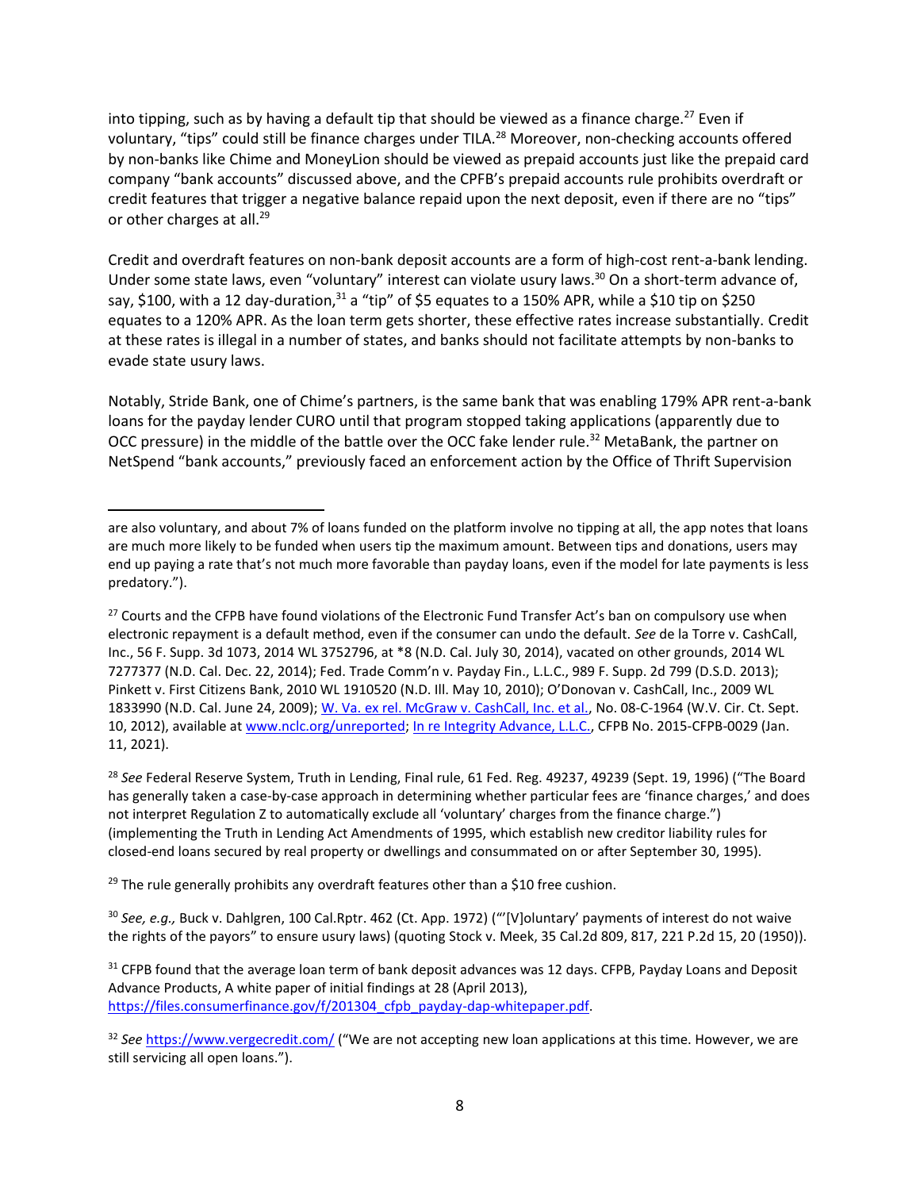into tipping, such as by having a default tip that should be viewed as a finance charge.[27] Even if voluntary, "tips" could still be finance charges under TILA.[28] Moreover, non-checking accounts offered by non-banks like Chime and MoneyLion should be viewed as prepaid accounts just like the prepaid card company "bank accounts" discussed above, and the CPFB's prepaid accounts rule prohibits overdraft or credit features that trigger a negative balance repaid upon the next deposit, even if there are no "tips" or other charges at all.[29]

Credit and overdraft features on non-bank deposit accounts are a form of high-cost rent-a-bank lending. Under some state laws, even "voluntary" interest can violate usury laws.[30] On a short-term advance of, say, $100, with a 12 day-duration,[31] a "tip" of $5 equates to a 150% APR, while a $10 tip on $250 equates to a 120% APR. As the loan term gets shorter, these effective rates increase substantially. Credit at these rates is illegal in a number of states, and banks should not facilitate attempts by non-banks to evade state usury laws.

Notably, Stride Bank, one of Chime's partners, is the same bank that was enabling 179% APR rent-a-bank loans for the payday lender CURO until that program stopped taking applications (apparently due to OCC pressure) in the middle of the battle over the OCC fake lender rule.[32] MetaBank, the partner on NetSpend "bank accounts," previously faced an enforcement action by the Office of Thrift Supervision

---

are also voluntary, and about 7% of loans funded on the platform involve no tipping at all, the app notes that loans are much more likely to be funded when users tip the maximum amount. Between tips and donations, users may end up paying a rate that's not much more favorable than payday loans, even if the model for late payments is less predatory.").

[27] Courts and the CFPB have found violations of the Electronic Fund Transfer Act's ban on compulsory use when electronic repayment is a default method, even if the consumer can undo the default. *See* de la Torre v. CashCall, Inc., 56 F. Supp. 3d 1073, 2014 WL 3752796, at *8 (N.D. Cal. July 30, 2014), vacated on other grounds, 2014 WL 7277377 (N.D. Cal. Dec. 22, 2014); Fed. Trade Comm'n v. Payday Fin., L.L.C., 989 F. Supp. 2d 799 (D.S.D. 2013); Pinkett v. First Citizens Bank, 2010 WL 1910520 (N.D. Ill. May 10, 2010); O'Donovan v. CashCall, Inc., 2009 WL 1833990 (N.D. Cal. June 24, 2009); W. Va. ex rel. McGraw v. CashCall, Inc. et al., No. 08-C-1964 (W.V. Cir. Ct. Sept. 10, 2012), available at www.nclc.org/unreported; In re Integrity Advance, L.L.C., CFPB No. 2015-CFPB-0029 (Jan. 11, 2021).

[28] *See* Federal Reserve System, Truth in Lending, Final rule, 61 Fed. Reg. 49237, 49239 (Sept. 19, 1996) ("The Board has generally taken a case-by-case approach in determining whether particular fees are 'finance charges,' and does not interpret Regulation Z to automatically exclude all 'voluntary' charges from the finance charge.") (implementing the Truth in Lending Act Amendments of 1995, which establish new creditor liability rules for closed-end loans secured by real property or dwellings and consummated on or after September 30, 1995).

[29] The rule generally prohibits any overdraft features other than a $10 free cushion.

[30] *See, e.g.,* Buck v. Dahlgren, 100 Cal.Rptr. 462 (Ct. App. 1972) ("'[V]oluntary' payments of interest do not waive the rights of the payors" to ensure usury laws) (quoting Stock v. Meek, 35 Cal.2d 809, 817, 221 P.2d 15, 20 (1950)).

[31] CFPB found that the average loan term of bank deposit advances was 12 days. CFPB, Payday Loans and Deposit Advance Products, A white paper of initial findings at 28 (April 2013), https://files.consumerfinance.gov/f/201304_cfpb_payday-dap-whitepaper.pdf.

[32] *See* https://www.vergecredit.com/ ("We are not accepting new loan applications at this time. However, we are still servicing all open loans.").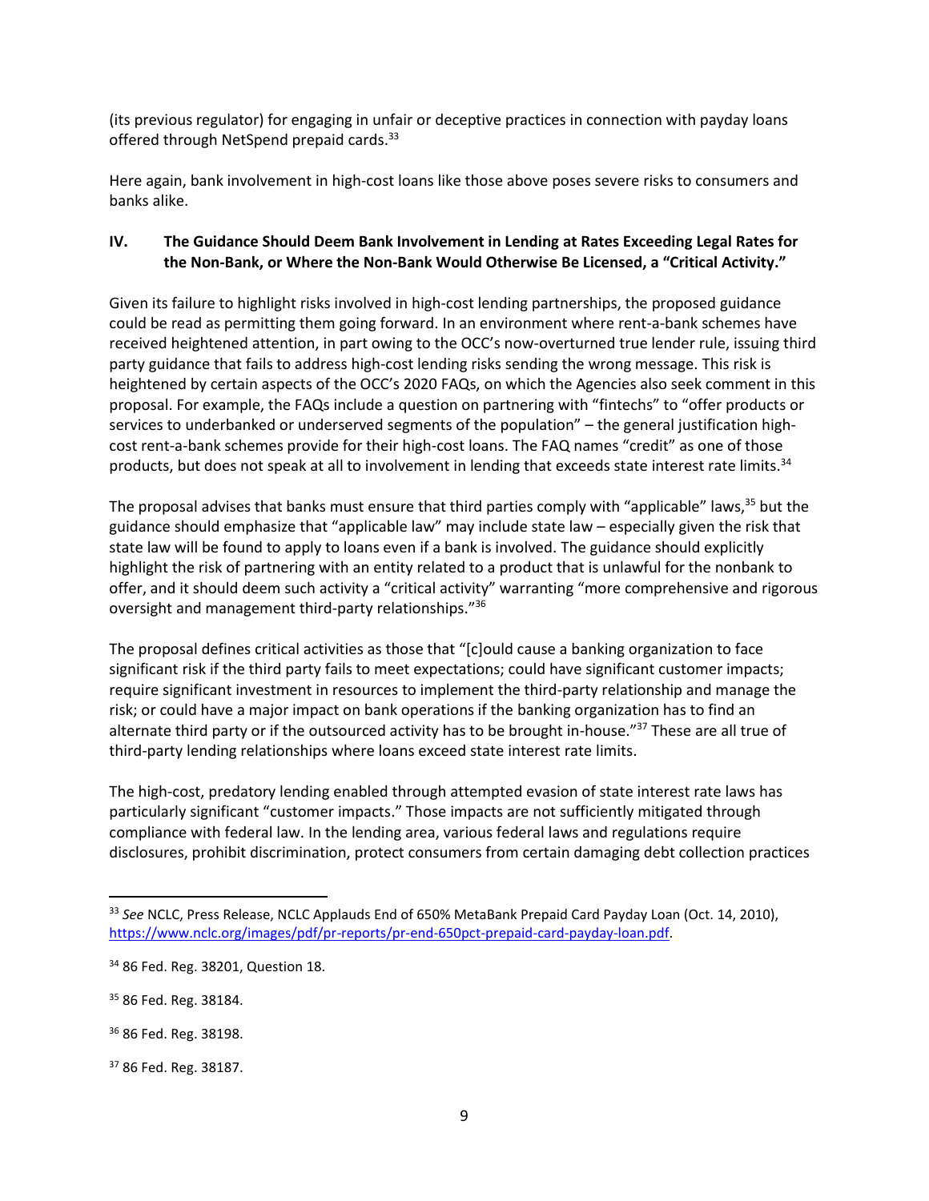(its previous regulator) for engaging in unfair or deceptive practices in connection with payday loans offered through NetSpend prepaid cards.[33]

Here again, bank involvement in high-cost loans like those above poses severe risks to consumers and banks alike.

## IV. The Guidance Should Deem Bank Involvement in Lending at Rates Exceeding Legal Rates for the Non-Bank, or Where the Non-Bank Would Otherwise Be Licensed, a "Critical Activity."

Given its failure to highlight risks involved in high-cost lending partnerships, the proposed guidance could be read as permitting them going forward. In an environment where rent-a-bank schemes have received heightened attention, in part owing to the OCC's now-overturned true lender rule, issuing third party guidance that fails to address high-cost lending risks sending the wrong message. This risk is heightened by certain aspects of the OCC's 2020 FAQs, on which the Agencies also seek comment in this proposal. For example, the FAQs include a question on partnering with "fintechs" to "offer products or services to underbanked or underserved segments of the population" – the general justification high-cost rent-a-bank schemes provide for their high-cost loans. The FAQ names "credit" as one of those products, but does not speak at all to involvement in lending that exceeds state interest rate limits.[34]

The proposal advises that banks must ensure that third parties comply with "applicable" laws,[35] but the guidance should emphasize that "applicable law" may include state law – especially given the risk that state law will be found to apply to loans even if a bank is involved. The guidance should explicitly highlight the risk of partnering with an entity related to a product that is unlawful for the nonbank to offer, and it should deem such activity a "critical activity" warranting "more comprehensive and rigorous oversight and management third-party relationships."[36]

The proposal defines critical activities as those that "[c]ould cause a banking organization to face significant risk if the third party fails to meet expectations; could have significant customer impacts; require significant investment in resources to implement the third-party relationship and manage the risk; or could have a major impact on bank operations if the banking organization has to find an alternate third party or if the outsourced activity has to be brought in-house."[37] These are all true of third-party lending relationships where loans exceed state interest rate limits.

The high-cost, predatory lending enabled through attempted evasion of state interest rate laws has particularly significant "customer impacts." Those impacts are not sufficiently mitigated through compliance with federal law. In the lending area, various federal laws and regulations require disclosures, prohibit discrimination, protect consumers from certain damaging debt collection practices

---

[33] *See* NCLC, Press Release, NCLC Applauds End of 650% MetaBank Prepaid Card Payday Loan (Oct. 14, 2010), https://www.nclc.org/images/pdf/pr-reports/pr-end-650pct-prepaid-card-payday-loan.pdf.

[34] 86 Fed. Reg. 38201, Question 18.

[35] 86 Fed. Reg. 38184.

[36] 86 Fed. Reg. 38198.

[37] 86 Fed. Reg. 38187.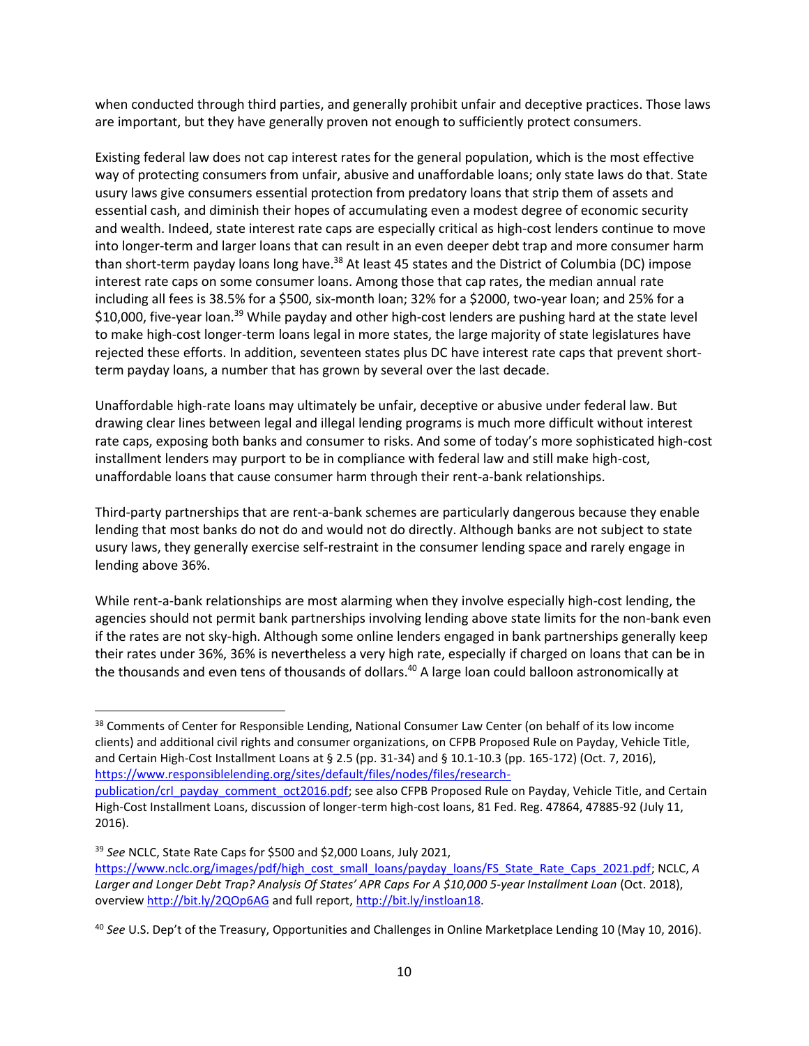when conducted through third parties, and generally prohibit unfair and deceptive practices. Those laws are important, but they have generally proven not enough to sufficiently protect consumers.

Existing federal law does not cap interest rates for the general population, which is the most effective way of protecting consumers from unfair, abusive and unaffordable loans; only state laws do that. State usury laws give consumers essential protection from predatory loans that strip them of assets and essential cash, and diminish their hopes of accumulating even a modest degree of economic security and wealth. Indeed, state interest rate caps are especially critical as high-cost lenders continue to move into longer-term and larger loans that can result in an even deeper debt trap and more consumer harm than short-term payday loans long have.[38] At least 45 states and the District of Columbia (DC) impose interest rate caps on some consumer loans. Among those that cap rates, the median annual rate including all fees is 38.5% for a $500, six-month loan; 32% for a $2000, two-year loan; and 25% for a $10,000, five-year loan.[39] While payday and other high-cost lenders are pushing hard at the state level to make high-cost longer-term loans legal in more states, the large majority of state legislatures have rejected these efforts. In addition, seventeen states plus DC have interest rate caps that prevent short-term payday loans, a number that has grown by several over the last decade.

Unaffordable high-rate loans may ultimately be unfair, deceptive or abusive under federal law. But drawing clear lines between legal and illegal lending programs is much more difficult without interest rate caps, exposing both banks and consumer to risks. And some of today's more sophisticated high-cost installment lenders may purport to be in compliance with federal law and still make high-cost, unaffordable loans that cause consumer harm through their rent-a-bank relationships.

Third-party partnerships that are rent-a-bank schemes are particularly dangerous because they enable lending that most banks do not do and would not do directly. Although banks are not subject to state usury laws, they generally exercise self-restraint in the consumer lending space and rarely engage in lending above 36%.

While rent-a-bank relationships are most alarming when they involve especially high-cost lending, the agencies should not permit bank partnerships involving lending above state limits for the non-bank even if the rates are not sky-high. Although some online lenders engaged in bank partnerships generally keep their rates under 36%, 36% is nevertheless a very high rate, especially if charged on loans that can be in the thousands and even tens of thousands of dollars.[40] A large loan could balloon astronomically at

---

[38] Comments of Center for Responsible Lending, National Consumer Law Center (on behalf of its low income clients) and additional civil rights and consumer organizations, on CFPB Proposed Rule on Payday, Vehicle Title, and Certain High-Cost Installment Loans at § 2.5 (pp. 31-34) and § 10.1-10.3 (pp. 165-172) (Oct. 7, 2016), https://www.responsiblelending.org/sites/default/files/nodes/files/research-publication/crl_payday_comment_oct2016.pdf; see also CFPB Proposed Rule on Payday, Vehicle Title, and Certain High-Cost Installment Loans, discussion of longer-term high-cost loans, 81 Fed. Reg. 47864, 47885-92 (July 11, 2016).

[39] *See* NCLC, State Rate Caps for $500 and $2,000 Loans, July 2021, https://www.nclc.org/images/pdf/high_cost_small_loans/payday_loans/FS_State_Rate_Caps_2021.pdf; NCLC, *A Larger and Longer Debt Trap? Analysis Of States' APR Caps For A $10,000 5-year Installment Loan* (Oct. 2018), overview http://bit.ly/2QOp6AG and full report, http://bit.ly/instloan18.

[40] *See* U.S. Dep't of the Treasury, Opportunities and Challenges in Online Marketplace Lending 10 (May 10, 2016).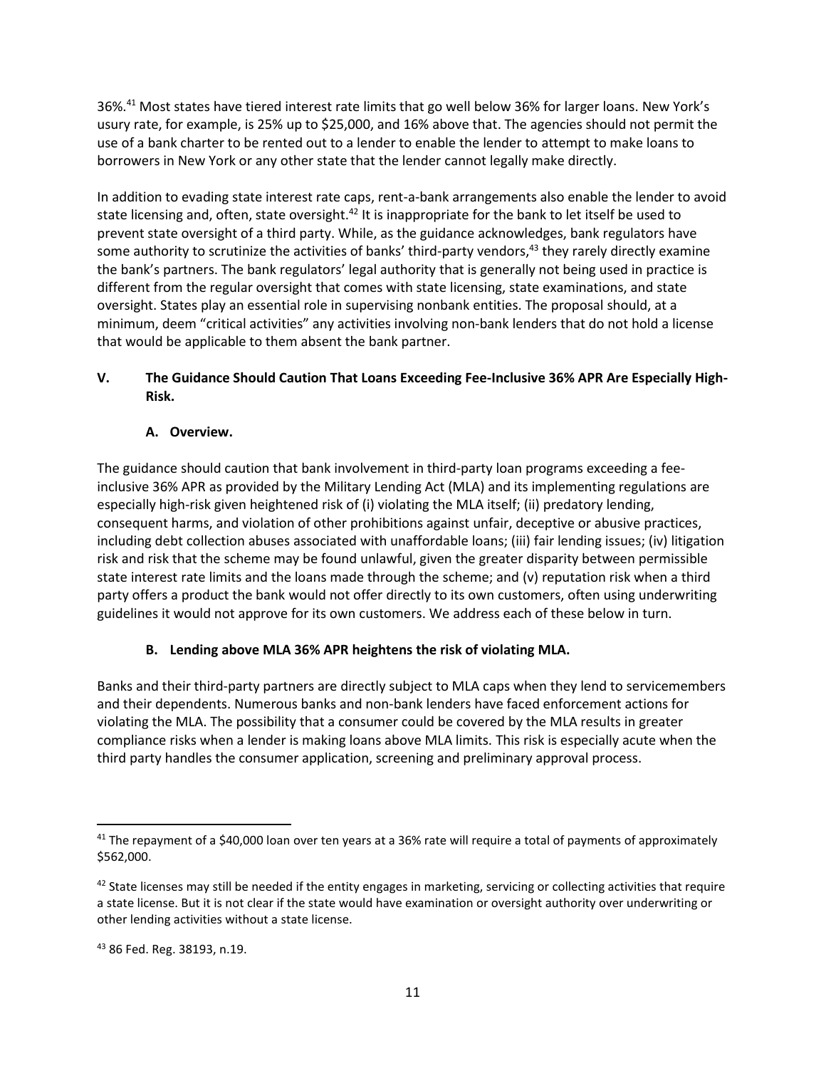36%.[41] Most states have tiered interest rate limits that go well below 36% for larger loans. New York's usury rate, for example, is 25% up to $25,000, and 16% above that. The agencies should not permit the use of a bank charter to be rented out to a lender to enable the lender to attempt to make loans to borrowers in New York or any other state that the lender cannot legally make directly.

In addition to evading state interest rate caps, rent-a-bank arrangements also enable the lender to avoid state licensing and, often, state oversight.[42] It is inappropriate for the bank to let itself be used to prevent state oversight of a third party. While, as the guidance acknowledges, bank regulators have some authority to scrutinize the activities of banks' third-party vendors,[43] they rarely directly examine the bank's partners. The bank regulators' legal authority that is generally not being used in practice is different from the regular oversight that comes with state licensing, state examinations, and state oversight. States play an essential role in supervising nonbank entities. The proposal should, at a minimum, deem "critical activities" any activities involving non-bank lenders that do not hold a license that would be applicable to them absent the bank partner.

## V. The Guidance Should Caution That Loans Exceeding Fee-Inclusive 36% APR Are Especially High-Risk.

### A. Overview.

The guidance should caution that bank involvement in third-party loan programs exceeding a fee-inclusive 36% APR as provided by the Military Lending Act (MLA) and its implementing regulations are especially high-risk given heightened risk of (i) violating the MLA itself; (ii) predatory lending, consequent harms, and violation of other prohibitions against unfair, deceptive or abusive practices, including debt collection abuses associated with unaffordable loans; (iii) fair lending issues; (iv) litigation risk and risk that the scheme may be found unlawful, given the greater disparity between permissible state interest rate limits and the loans made through the scheme; and (v) reputation risk when a third party offers a product the bank would not offer directly to its own customers, often using underwriting guidelines it would not approve for its own customers. We address each of these below in turn.

### B. Lending above MLA 36% APR heightens the risk of violating MLA.

Banks and their third-party partners are directly subject to MLA caps when they lend to servicemembers and their dependents. Numerous banks and non-bank lenders have faced enforcement actions for violating the MLA. The possibility that a consumer could be covered by the MLA results in greater compliance risks when a lender is making loans above MLA limits. This risk is especially acute when the third party handles the consumer application, screening and preliminary approval process.

---

[41] The repayment of a $40,000 loan over ten years at a 36% rate will require a total of payments of approximately $562,000.

[42] State licenses may still be needed if the entity engages in marketing, servicing or collecting activities that require a state license. But it is not clear if the state would have examination or oversight authority over underwriting or other lending activities without a state license.

[43] 86 Fed. Reg. 38193, n.19.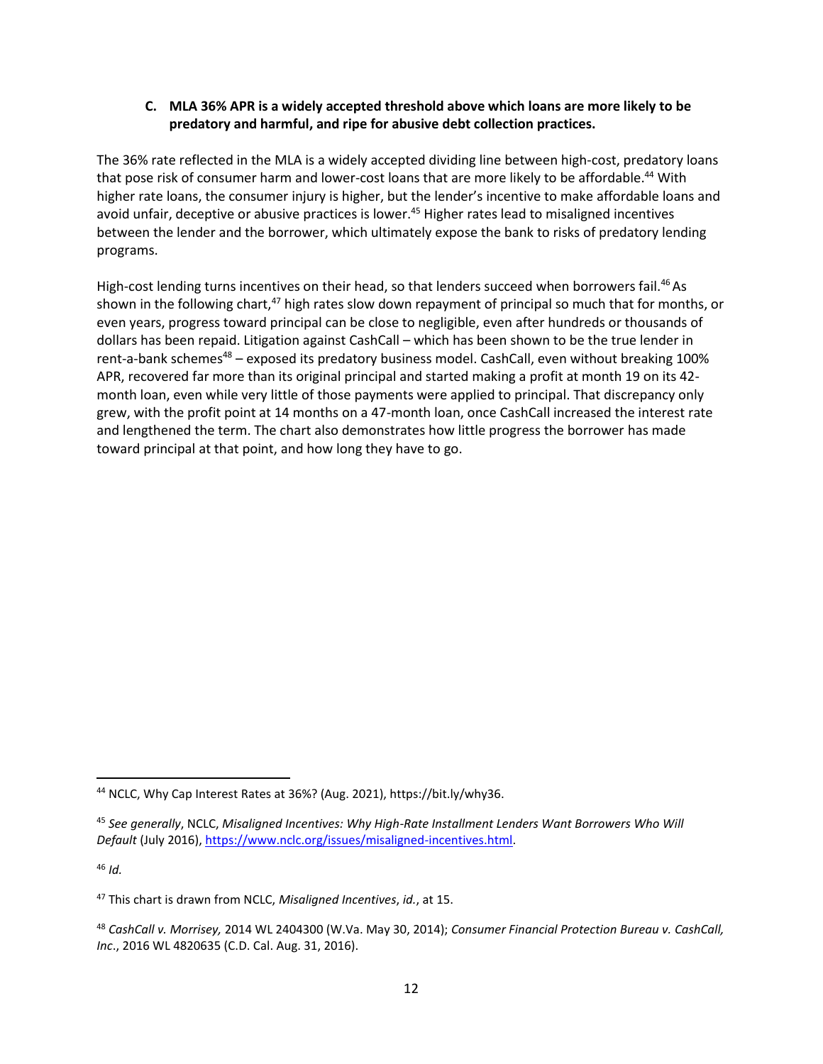### C. MLA 36% APR is a widely accepted threshold above which loans are more likely to be predatory and harmful, and ripe for abusive debt collection practices.

The 36% rate reflected in the MLA is a widely accepted dividing line between high-cost, predatory loans that pose risk of consumer harm and lower-cost loans that are more likely to be affordable.[44] With higher rate loans, the consumer injury is higher, but the lender's incentive to make affordable loans and avoid unfair, deceptive or abusive practices is lower.[45] Higher rates lead to misaligned incentives between the lender and the borrower, which ultimately expose the bank to risks of predatory lending programs.

High-cost lending turns incentives on their head, so that lenders succeed when borrowers fail.[46] As shown in the following chart,[47] high rates slow down repayment of principal so much that for months, or even years, progress toward principal can be close to negligible, even after hundreds or thousands of dollars has been repaid. Litigation against CashCall – which has been shown to be the true lender in rent-a-bank schemes[48] – exposed its predatory business model. CashCall, even without breaking 100% APR, recovered far more than its original principal and started making a profit at month 19 on its 42-month loan, even while very little of those payments were applied to principal. That discrepancy only grew, with the profit point at 14 months on a 47-month loan, once CashCall increased the interest rate and lengthened the term. The chart also demonstrates how little progress the borrower has made toward principal at that point, and how long they have to go.

---

[44] NCLC, Why Cap Interest Rates at 36%? (Aug. 2021), https://bit.ly/why36.

[45] *See generally*, NCLC, *Misaligned Incentives: Why High-Rate Installment Lenders Want Borrowers Who Will Default* (July 2016), https://www.nclc.org/issues/misaligned-incentives.html.

[46] *Id.*

[47] This chart is drawn from NCLC, *Misaligned Incentives*, *id.*, at 15.

[48] *CashCall v. Morrisey,* 2014 WL 2404300 (W.Va. May 30, 2014); *Consumer Financial Protection Bureau v. CashCall, Inc*., 2016 WL 4820635 (C.D. Cal. Aug. 31, 2016).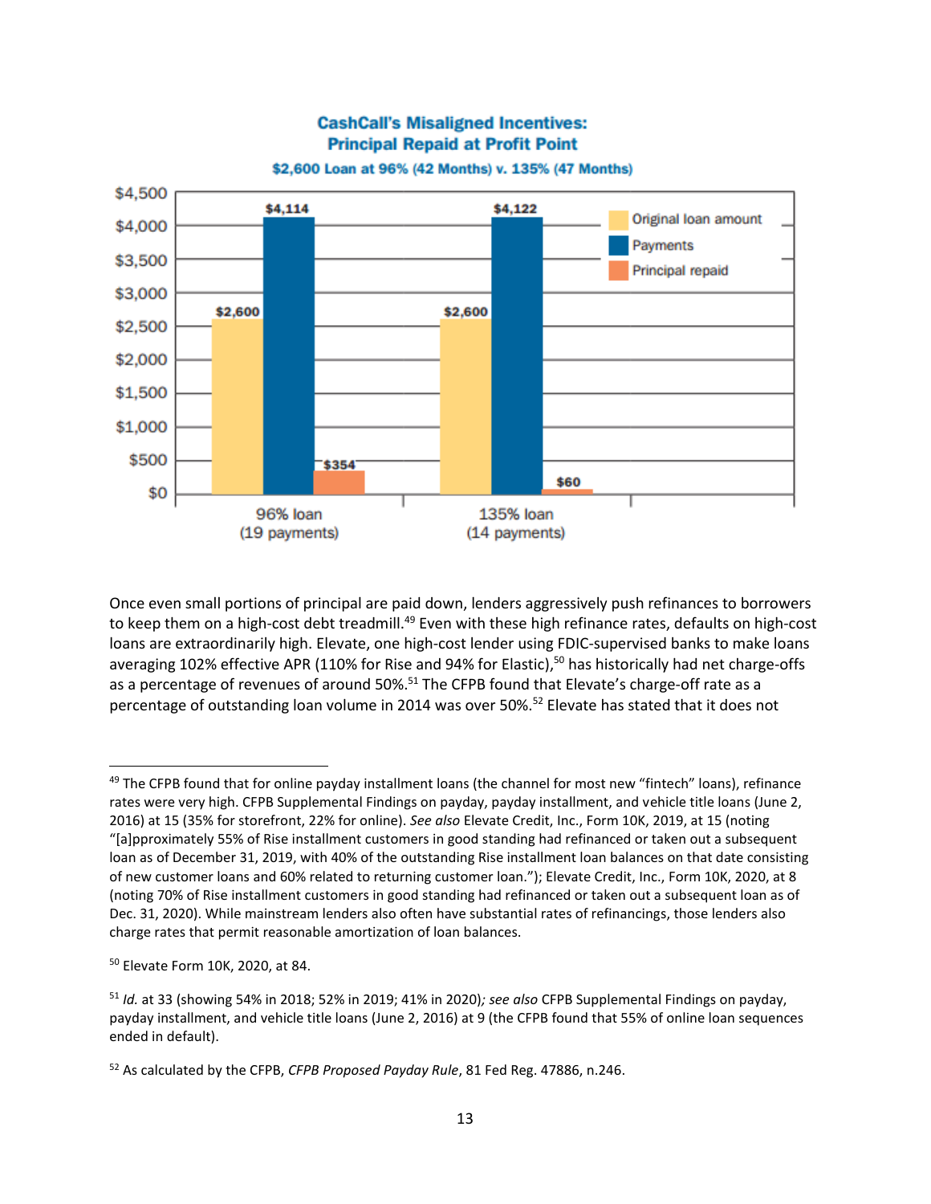**CashCall's Misaligned Incentives: Principal Repaid at Profit Point**

**$2,600 Loan at 96% (42 Months) v. 135% (47 Months)**

| | Original loan amount | Payments | Principal repaid |
|---|---|---|---|
| 96% loan (19 payments) | $2,600 | $4,114 | $354 |
| 135% loan (14 payments) | $2,600 | $4,122 | $60 |

Once even small portions of principal are paid down, lenders aggressively push refinances to borrowers to keep them on a high-cost debt treadmill.[49] Even with these high refinance rates, defaults on high-cost loans are extraordinarily high. Elevate, one high-cost lender using FDIC-supervised banks to make loans averaging 102% effective APR (110% for Rise and 94% for Elastic),[50] has historically had net charge-offs as a percentage of revenues of around 50%.[51] The CFPB found that Elevate's charge-off rate as a percentage of outstanding loan volume in 2014 was over 50%.[52] Elevate has stated that it does not

---

[49] The CFPB found that for online payday installment loans (the channel for most new "fintech" loans), refinance rates were very high. CFPB Supplemental Findings on payday, payday installment, and vehicle title loans (June 2, 2016) at 15 (35% for storefront, 22% for online). *See also* Elevate Credit, Inc., Form 10K, 2019, at 15 (noting "[a]pproximately 55% of Rise installment customers in good standing had refinanced or taken out a subsequent loan as of December 31, 2019, with 40% of the outstanding Rise installment loan balances on that date consisting of new customer loans and 60% related to returning customer loan."); Elevate Credit, Inc., Form 10K, 2020, at 8 (noting 70% of Rise installment customers in good standing had refinanced or taken out a subsequent loan as of Dec. 31, 2020). While mainstream lenders also often have substantial rates of refinancings, those lenders also charge rates that permit reasonable amortization of loan balances.

[50] Elevate Form 10K, 2020, at 84.

[51] *Id.* at 33 (showing 54% in 2018; 52% in 2019; 41% in 2020)*; see also* CFPB Supplemental Findings on payday, payday installment, and vehicle title loans (June 2, 2016) at 9 (the CFPB found that 55% of online loan sequences ended in default).

[52] As calculated by the CFPB, *CFPB Proposed Payday Rule*, 81 Fed Reg. 47886, n.246.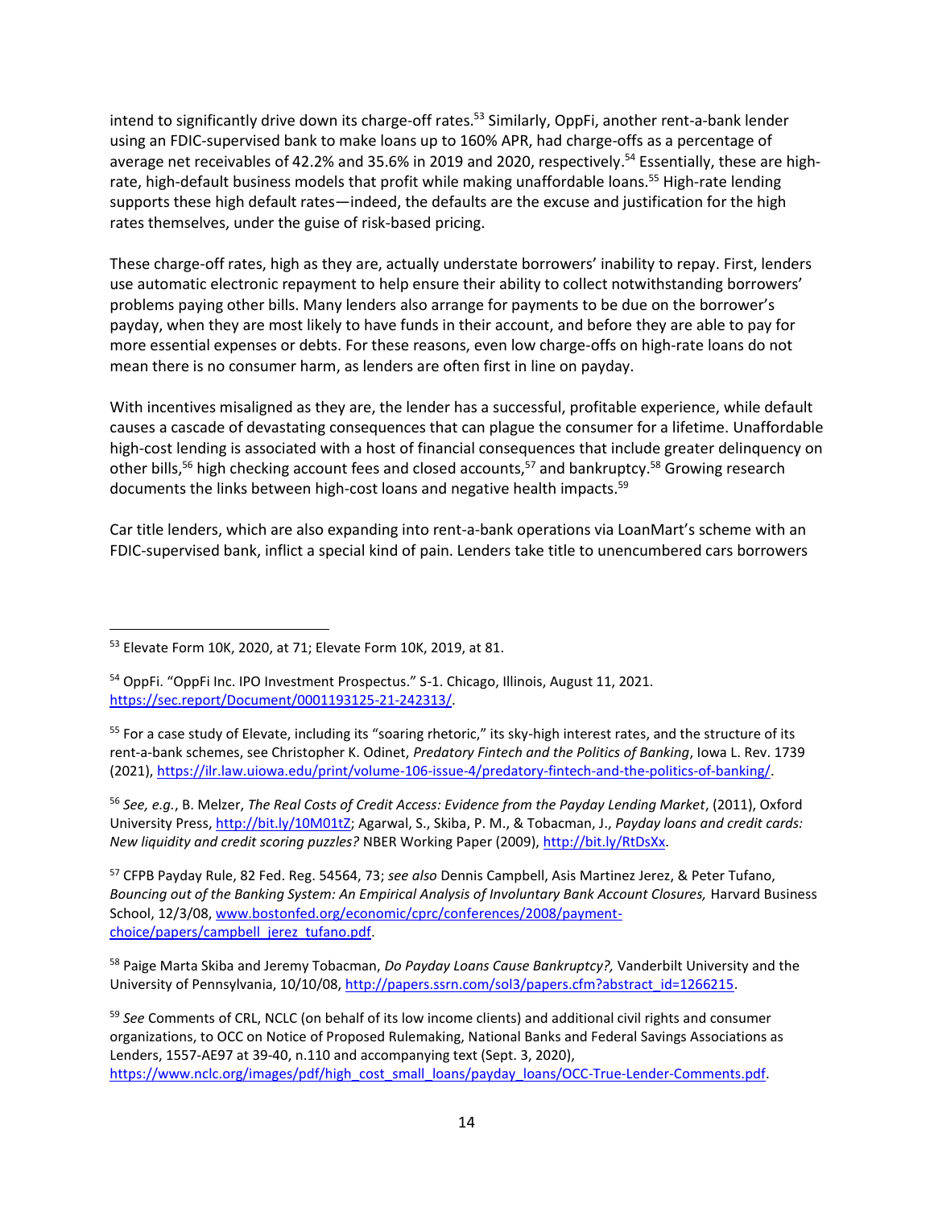intend to significantly drive down its charge-off rates.[53] Similarly, OppFi, another rent-a-bank lender using an FDIC-supervised bank to make loans up to 160% APR, had charge-offs as a percentage of average net receivables of 42.2% and 35.6% in 2019 and 2020, respectively.[54] Essentially, these are high-rate, high-default business models that profit while making unaffordable loans.[55] High-rate lending supports these high default rates—indeed, the defaults are the excuse and justification for the high rates themselves, under the guise of risk-based pricing.

These charge-off rates, high as they are, actually understate borrowers' inability to repay. First, lenders use automatic electronic repayment to help ensure their ability to collect notwithstanding borrowers' problems paying other bills. Many lenders also arrange for payments to be due on the borrower's payday, when they are most likely to have funds in their account, and before they are able to pay for more essential expenses or debts. For these reasons, even low charge-offs on high-rate loans do not mean there is no consumer harm, as lenders are often first in line on payday.

With incentives misaligned as they are, the lender has a successful, profitable experience, while default causes a cascade of devastating consequences that can plague the consumer for a lifetime. Unaffordable high-cost lending is associated with a host of financial consequences that include greater delinquency on other bills,[56] high checking account fees and closed accounts,[57] and bankruptcy.[58] Growing research documents the links between high-cost loans and negative health impacts.[59]

Car title lenders, which are also expanding into rent-a-bank operations via LoanMart's scheme with an FDIC-supervised bank, inflict a special kind of pain. Lenders take title to unencumbered cars borrowers

---

[53] Elevate Form 10K, 2020, at 71; Elevate Form 10K, 2019, at 81.

[54] OppFi. "OppFi Inc. IPO Investment Prospectus." S-1. Chicago, Illinois, August 11, 2021. https://sec.report/Document/0001193125-21-242313/.

[55] For a case study of Elevate, including its "soaring rhetoric," its sky-high interest rates, and the structure of its rent-a-bank schemes, see Christopher K. Odinet, *Predatory Fintech and the Politics of Banking*, Iowa L. Rev. 1739 (2021), https://ilr.law.uiowa.edu/print/volume-106-issue-4/predatory-fintech-and-the-politics-of-banking/.

[56] *See, e.g.*, B. Melzer, *The Real Costs of Credit Access: Evidence from the Payday Lending Market*, (2011), Oxford University Press, http://bit.ly/10M01tZ; Agarwal, S., Skiba, P. M., & Tobacman, J., *Payday loans and credit cards: New liquidity and credit scoring puzzles?* NBER Working Paper (2009), http://bit.ly/RtDsXx.

[57] CFPB Payday Rule, 82 Fed. Reg. 54564, 73; *see also* Dennis Campbell, Asis Martinez Jerez, & Peter Tufano, *Bouncing out of the Banking System: An Empirical Analysis of Involuntary Bank Account Closures,* Harvard Business School, 12/3/08, www.bostonfed.org/economic/cprc/conferences/2008/payment-choice/papers/campbell_jerez_tufano.pdf.

[58] Paige Marta Skiba and Jeremy Tobacman, *Do Payday Loans Cause Bankruptcy?,* Vanderbilt University and the University of Pennsylvania, 10/10/08, http://papers.ssrn.com/sol3/papers.cfm?abstract_id=1266215.

[59] *See* Comments of CRL, NCLC (on behalf of its low income clients) and additional civil rights and consumer organizations, to OCC on Notice of Proposed Rulemaking, National Banks and Federal Savings Associations as Lenders, 1557-AE97 at 39-40, n.110 and accompanying text (Sept. 3, 2020), https://www.nclc.org/images/pdf/high_cost_small_loans/payday_loans/OCC-True-Lender-Comments.pdf.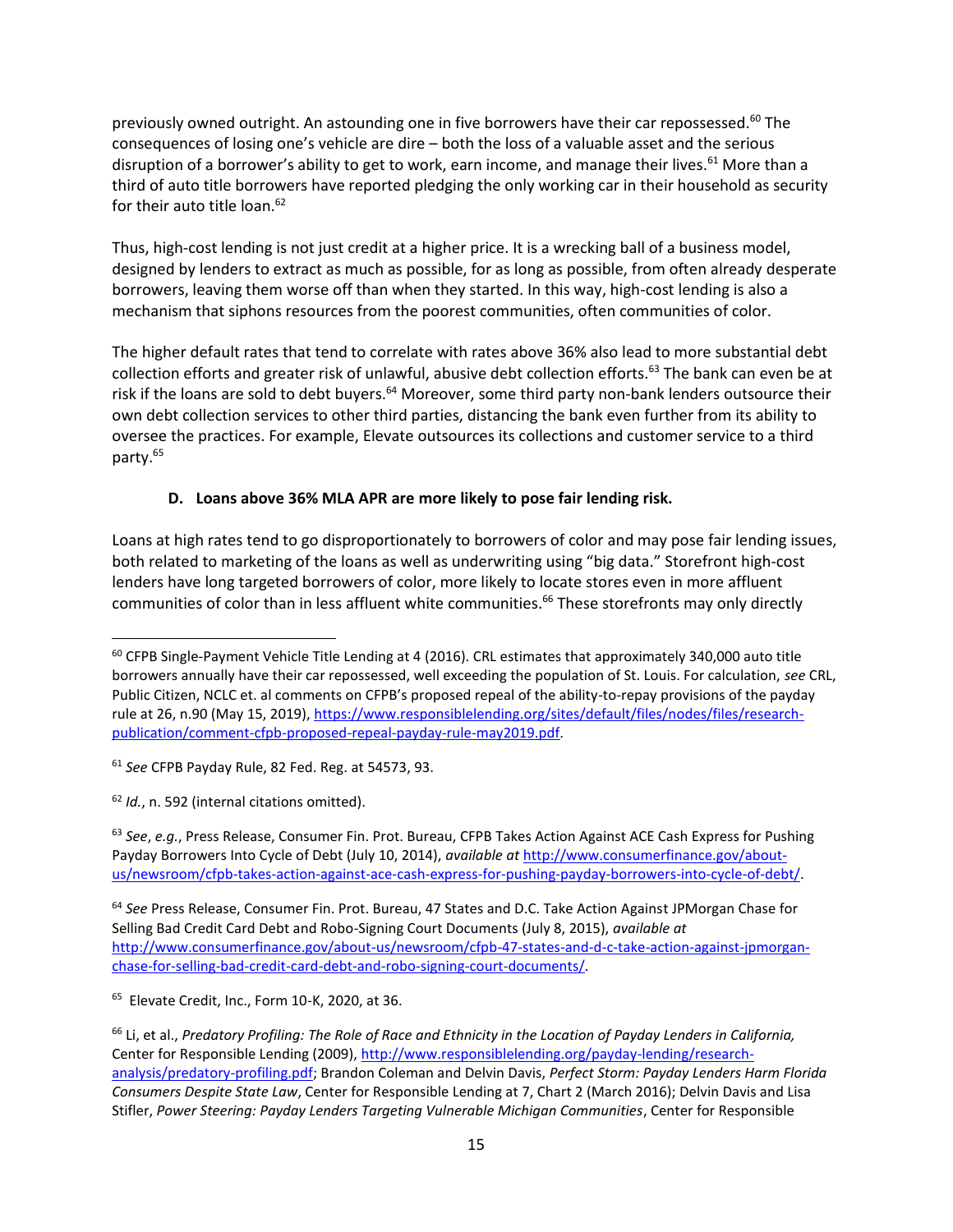previously owned outright. An astounding one in five borrowers have their car repossessed.[60] The consequences of losing one's vehicle are dire – both the loss of a valuable asset and the serious disruption of a borrower's ability to get to work, earn income, and manage their lives.[61] More than a third of auto title borrowers have reported pledging the only working car in their household as security for their auto title loan.[62]

Thus, high-cost lending is not just credit at a higher price. It is a wrecking ball of a business model, designed by lenders to extract as much as possible, for as long as possible, from often already desperate borrowers, leaving them worse off than when they started. In this way, high-cost lending is also a mechanism that siphons resources from the poorest communities, often communities of color.

The higher default rates that tend to correlate with rates above 36% also lead to more substantial debt collection efforts and greater risk of unlawful, abusive debt collection efforts.[63] The bank can even be at risk if the loans are sold to debt buyers.[64] Moreover, some third party non-bank lenders outsource their own debt collection services to other third parties, distancing the bank even further from its ability to oversee the practices. For example, Elevate outsources its collections and customer service to a third party.[65]

### D. Loans above 36% MLA APR are more likely to pose fair lending risk.

Loans at high rates tend to go disproportionately to borrowers of color and may pose fair lending issues, both related to marketing of the loans as well as underwriting using "big data." Storefront high-cost lenders have long targeted borrowers of color, more likely to locate stores even in more affluent communities of color than in less affluent white communities.[66] These storefronts may only directly

---

[60] CFPB Single-Payment Vehicle Title Lending at 4 (2016). CRL estimates that approximately 340,000 auto title borrowers annually have their car repossessed, well exceeding the population of St. Louis. For calculation, *see* CRL, Public Citizen, NCLC et. al comments on CFPB's proposed repeal of the ability-to-repay provisions of the payday rule at 26, n.90 (May 15, 2019), https://www.responsiblelending.org/sites/default/files/nodes/files/research-publication/comment-cfpb-proposed-repeal-payday-rule-may2019.pdf.

[61] *See* CFPB Payday Rule, 82 Fed. Reg. at 54573, 93.

[62] *Id.*, n. 592 (internal citations omitted).

[63] *See*, *e.g.*, Press Release, Consumer Fin. Prot. Bureau, CFPB Takes Action Against ACE Cash Express for Pushing Payday Borrowers Into Cycle of Debt (July 10, 2014), *available at* http://www.consumerfinance.gov/about-us/newsroom/cfpb-takes-action-against-ace-cash-express-for-pushing-payday-borrowers-into-cycle-of-debt/.

[64] *See* Press Release, Consumer Fin. Prot. Bureau, 47 States and D.C. Take Action Against JPMorgan Chase for Selling Bad Credit Card Debt and Robo-Signing Court Documents (July 8, 2015), *available at* http://www.consumerfinance.gov/about-us/newsroom/cfpb-47-states-and-d-c-take-action-against-jpmorgan-chase-for-selling-bad-credit-card-debt-and-robo-signing-court-documents/.

[65] Elevate Credit, Inc., Form 10-K, 2020, at 36.

[66] Li, et al., *Predatory Profiling: The Role of Race and Ethnicity in the Location of Payday Lenders in California,* Center for Responsible Lending (2009), http://www.responsiblelending.org/payday-lending/research-analysis/predatory-profiling.pdf; Brandon Coleman and Delvin Davis, *Perfect Storm: Payday Lenders Harm Florida Consumers Despite State Law*, Center for Responsible Lending at 7, Chart 2 (March 2016); Delvin Davis and Lisa Stifler, *Power Steering: Payday Lenders Targeting Vulnerable Michigan Communities*, Center for Responsible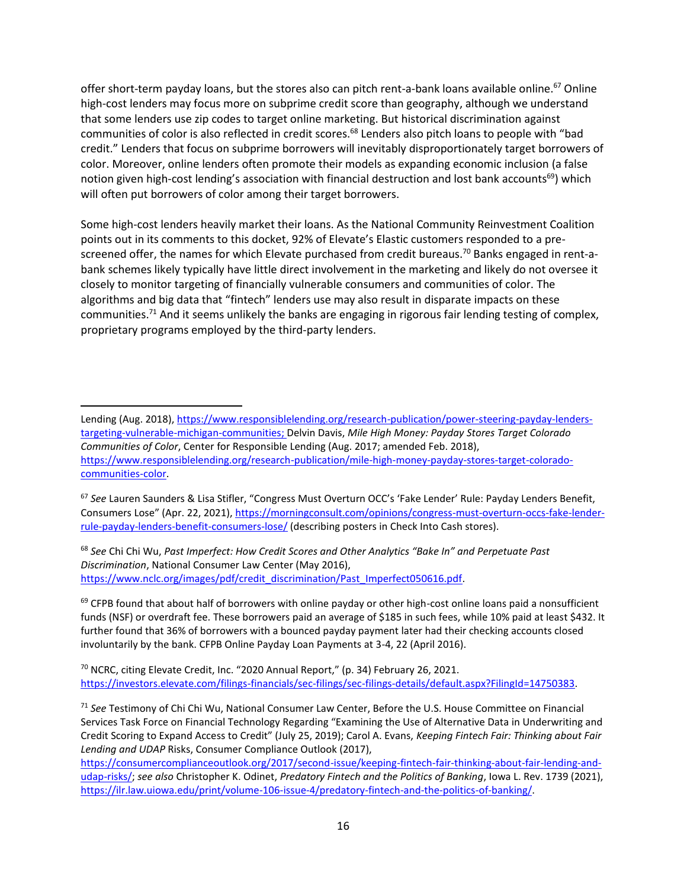offer short-term payday loans, but the stores also can pitch rent-a-bank loans available online.[67] Online high-cost lenders may focus more on subprime credit score than geography, although we understand that some lenders use zip codes to target online marketing. But historical discrimination against communities of color is also reflected in credit scores.[68] Lenders also pitch loans to people with "bad credit." Lenders that focus on subprime borrowers will inevitably disproportionately target borrowers of color. Moreover, online lenders often promote their models as expanding economic inclusion (a false notion given high-cost lending's association with financial destruction and lost bank accounts[69]) which will often put borrowers of color among their target borrowers.

Some high-cost lenders heavily market their loans. As the National Community Reinvestment Coalition points out in its comments to this docket, 92% of Elevate's Elastic customers responded to a pre-screened offer, the names for which Elevate purchased from credit bureaus.[70] Banks engaged in rent-a-bank schemes likely typically have little direct involvement in the marketing and likely do not oversee it closely to monitor targeting of financially vulnerable consumers and communities of color. The algorithms and big data that "fintech" lenders use may also result in disparate impacts on these communities.[71] And it seems unlikely the banks are engaging in rigorous fair lending testing of complex, proprietary programs employed by the third-party lenders.

---

Lending (Aug. 2018), https://www.responsiblelending.org/research-publication/power-steering-payday-lenders-targeting-vulnerable-michigan-communities; Delvin Davis, *Mile High Money: Payday Stores Target Colorado Communities of Color*, Center for Responsible Lending (Aug. 2017; amended Feb. 2018), https://www.responsiblelending.org/research-publication/mile-high-money-payday-stores-target-colorado-communities-color.

[67] *See* Lauren Saunders & Lisa Stifler, "Congress Must Overturn OCC's 'Fake Lender' Rule: Payday Lenders Benefit, Consumers Lose" (Apr. 22, 2021), https://morningconsult.com/opinions/congress-must-overturn-occs-fake-lender-rule-payday-lenders-benefit-consumers-lose/ (describing posters in Check Into Cash stores).

[68] *See* Chi Chi Wu, *Past Imperfect: How Credit Scores and Other Analytics "Bake In" and Perpetuate Past Discrimination*, National Consumer Law Center (May 2016), https://www.nclc.org/images/pdf/credit_discrimination/Past_Imperfect050616.pdf.

[69] CFPB found that about half of borrowers with online payday or other high-cost online loans paid a nonsufficient funds (NSF) or overdraft fee. These borrowers paid an average of $185 in such fees, while 10% paid at least $432. It further found that 36% of borrowers with a bounced payday payment later had their checking accounts closed involuntarily by the bank. CFPB Online Payday Loan Payments at 3-4, 22 (April 2016).

[70] NCRC, citing Elevate Credit, Inc. "2020 Annual Report," (p. 34) February 26, 2021. https://investors.elevate.com/filings-financials/sec-filings/sec-filings-details/default.aspx?FilingId=14750383.

[71] *See* Testimony of Chi Chi Wu, National Consumer Law Center, Before the U.S. House Committee on Financial Services Task Force on Financial Technology Regarding "Examining the Use of Alternative Data in Underwriting and Credit Scoring to Expand Access to Credit" (July 25, 2019); Carol A. Evans, *Keeping Fintech Fair: Thinking about Fair Lending and UDAP* Risks, Consumer Compliance Outlook (2017), https://consumercomplianceoutlook.org/2017/second-issue/keeping-fintech-fair-thinking-about-fair-lending-and-udap-risks/; *see also* Christopher K. Odinet, *Predatory Fintech and the Politics of Banking*, Iowa L. Rev. 1739 (2021), https://ilr.law.uiowa.edu/print/volume-106-issue-4/predatory-fintech-and-the-politics-of-banking/.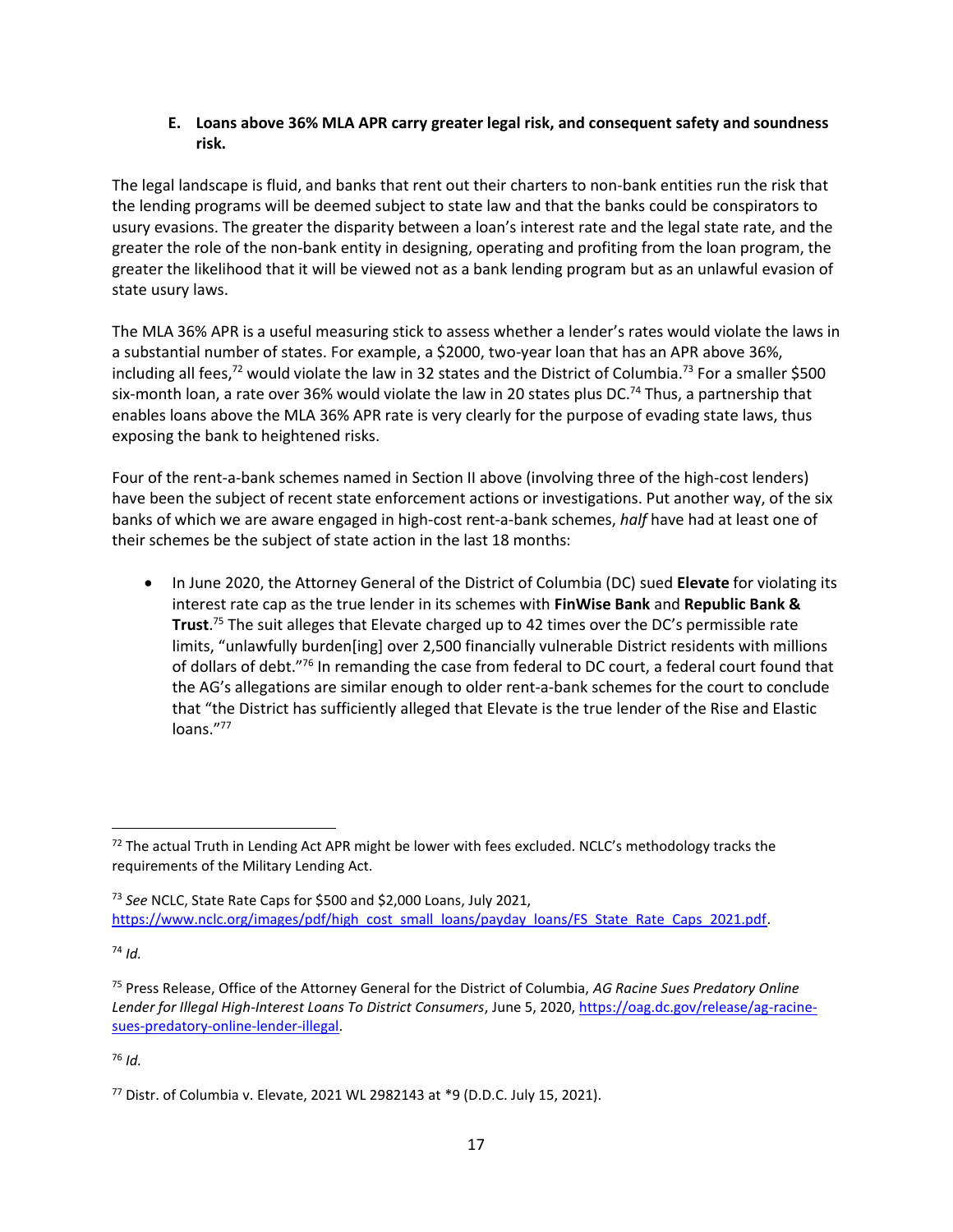### E. Loans above 36% MLA APR carry greater legal risk, and consequent safety and soundness risk.

The legal landscape is fluid, and banks that rent out their charters to non-bank entities run the risk that the lending programs will be deemed subject to state law and that the banks could be conspirators to usury evasions. The greater the disparity between a loan's interest rate and the legal state rate, and the greater the role of the non-bank entity in designing, operating and profiting from the loan program, the greater the likelihood that it will be viewed not as a bank lending program but as an unlawful evasion of state usury laws.

The MLA 36% APR is a useful measuring stick to assess whether a lender's rates would violate the laws in a substantial number of states. For example, a $2000, two-year loan that has an APR above 36%, including all fees,[72] would violate the law in 32 states and the District of Columbia.[73] For a smaller $500 six-month loan, a rate over 36% would violate the law in 20 states plus DC.[74] Thus, a partnership that enables loans above the MLA 36% APR rate is very clearly for the purpose of evading state laws, thus exposing the bank to heightened risks.

Four of the rent-a-bank schemes named in Section II above (involving three of the high-cost lenders) have been the subject of recent state enforcement actions or investigations. Put another way, of the six banks of which we are aware engaged in high-cost rent-a-bank schemes, *half* have had at least one of their schemes be the subject of state action in the last 18 months:

- In June 2020, the Attorney General of the District of Columbia (DC) sued **Elevate** for violating its interest rate cap as the true lender in its schemes with **FinWise Bank** and **Republic Bank & Trust**.[75] The suit alleges that Elevate charged up to 42 times over the DC's permissible rate limits, "unlawfully burden[ing] over 2,500 financially vulnerable District residents with millions of dollars of debt."[76] In remanding the case from federal to DC court, a federal court found that the AG's allegations are similar enough to older rent-a-bank schemes for the court to conclude that "the District has sufficiently alleged that Elevate is the true lender of the Rise and Elastic loans."[77]

---

[72] The actual Truth in Lending Act APR might be lower with fees excluded. NCLC's methodology tracks the requirements of the Military Lending Act.

[73] *See* NCLC, State Rate Caps for $500 and $2,000 Loans, July 2021, https://www.nclc.org/images/pdf/high_cost_small_loans/payday_loans/FS_State_Rate_Caps_2021.pdf.

[74] *Id.*

[75] Press Release, Office of the Attorney General for the District of Columbia, *AG Racine Sues Predatory Online Lender for Illegal High-Interest Loans To District Consumers*, June 5, 2020, https://oag.dc.gov/release/ag-racine-sues-predatory-online-lender-illegal.

[76] *Id.*

[77] Distr. of Columbia v. Elevate, 2021 WL 2982143 at *9 (D.D.C. July 15, 2021).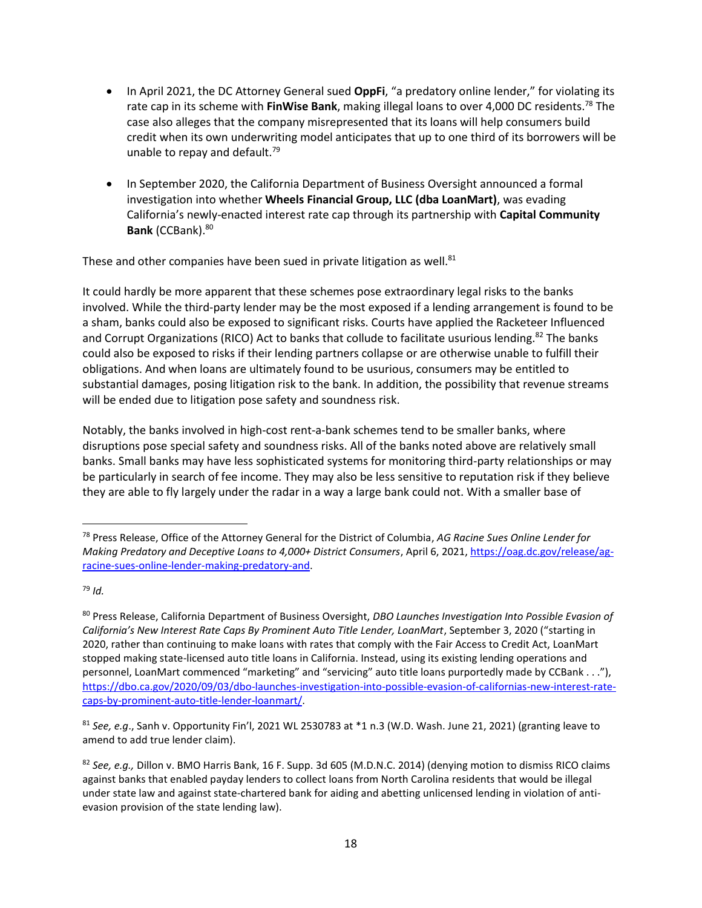- In April 2021, the DC Attorney General sued **OppFi**, "a predatory online lender," for violating its rate cap in its scheme with **FinWise Bank**, making illegal loans to over 4,000 DC residents.[78] The case also alleges that the company misrepresented that its loans will help consumers build credit when its own underwriting model anticipates that up to one third of its borrowers will be unable to repay and default.[79]

- In September 2020, the California Department of Business Oversight announced a formal investigation into whether **Wheels Financial Group, LLC (dba LoanMart)**, was evading California's newly-enacted interest rate cap through its partnership with **Capital Community Bank** (CCBank).[80]

These and other companies have been sued in private litigation as well.[81]

It could hardly be more apparent that these schemes pose extraordinary legal risks to the banks involved. While the third-party lender may be the most exposed if a lending arrangement is found to be a sham, banks could also be exposed to significant risks. Courts have applied the Racketeer Influenced and Corrupt Organizations (RICO) Act to banks that collude to facilitate usurious lending.[82] The banks could also be exposed to risks if their lending partners collapse or are otherwise unable to fulfill their obligations. And when loans are ultimately found to be usurious, consumers may be entitled to substantial damages, posing litigation risk to the bank. In addition, the possibility that revenue streams will be ended due to litigation pose safety and soundness risk.

Notably, the banks involved in high-cost rent-a-bank schemes tend to be smaller banks, where disruptions pose special safety and soundness risks. All of the banks noted above are relatively small banks. Small banks may have less sophisticated systems for monitoring third-party relationships or may be particularly in search of fee income. They may also be less sensitive to reputation risk if they believe they are able to fly largely under the radar in a way a large bank could not. With a smaller base of

---

[78] Press Release, Office of the Attorney General for the District of Columbia, *AG Racine Sues Online Lender for Making Predatory and Deceptive Loans to 4,000+ District Consumers*, April 6, 2021, https://oag.dc.gov/release/ag-racine-sues-online-lender-making-predatory-and.

[79] *Id.*

[80] Press Release, California Department of Business Oversight, *DBO Launches Investigation Into Possible Evasion of California's New Interest Rate Caps By Prominent Auto Title Lender, LoanMart*, September 3, 2020 ("starting in 2020, rather than continuing to make loans with rates that comply with the Fair Access to Credit Act, LoanMart stopped making state-licensed auto title loans in California. Instead, using its existing lending operations and personnel, LoanMart commenced "marketing" and "servicing" auto title loans purportedly made by CCBank . . ."), https://dbo.ca.gov/2020/09/03/dbo-launches-investigation-into-possible-evasion-of-californias-new-interest-rate-caps-by-prominent-auto-title-lender-loanmart/.

[81] *See, e.g.*, Sanh v. Opportunity Fin'l, 2021 WL 2530783 at *1 n.3 (W.D. Wash. June 21, 2021) (granting leave to amend to add true lender claim).

[82] *See, e.g.,* Dillon v. BMO Harris Bank, 16 F. Supp. 3d 605 (M.D.N.C. 2014) (denying motion to dismiss RICO claims against banks that enabled payday lenders to collect loans from North Carolina residents that would be illegal under state law and against state-chartered bank for aiding and abetting unlicensed lending in violation of anti-evasion provision of the state lending law).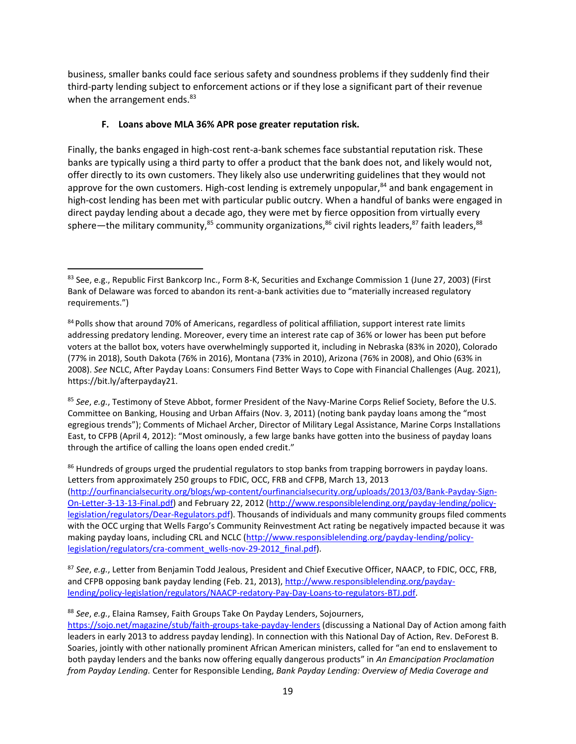business, smaller banks could face serious safety and soundness problems if they suddenly find their third-party lending subject to enforcement actions or if they lose a significant part of their revenue when the arrangement ends.[83]

### F. Loans above MLA 36% APR pose greater reputation risk.

Finally, the banks engaged in high-cost rent-a-bank schemes face substantial reputation risk. These banks are typically using a third party to offer a product that the bank does not, and likely would not, offer directly to its own customers. They likely also use underwriting guidelines that they would not approve for the own customers. High-cost lending is extremely unpopular,[84] and bank engagement in high-cost lending has been met with particular public outcry. When a handful of banks were engaged in direct payday lending about a decade ago, they were met by fierce opposition from virtually every sphere—the military community,[85] community organizations,[86] civil rights leaders,[87] faith leaders,[88]

---

[83] See, e.g., Republic First Bankcorp Inc., Form 8-K, Securities and Exchange Commission 1 (June 27, 2003) (First Bank of Delaware was forced to abandon its rent-a-bank activities due to "materially increased regulatory requirements.")

[84] Polls show that around 70% of Americans, regardless of political affiliation, support interest rate limits addressing predatory lending. Moreover, every time an interest rate cap of 36% or lower has been put before voters at the ballot box, voters have overwhelmingly supported it, including in Nebraska (83% in 2020), Colorado (77% in 2018), South Dakota (76% in 2016), Montana (73% in 2010), Arizona (76% in 2008), and Ohio (63% in 2008). *See* NCLC, After Payday Loans: Consumers Find Better Ways to Cope with Financial Challenges (Aug. 2021), https://bit.ly/afterpayday21.

[85] *See*, *e.g.*, Testimony of Steve Abbot, former President of the Navy-Marine Corps Relief Society, Before the U.S. Committee on Banking, Housing and Urban Affairs (Nov. 3, 2011) (noting bank payday loans among the "most egregious trends"); Comments of Michael Archer, Director of Military Legal Assistance, Marine Corps Installations East, to CFPB (April 4, 2012): "Most ominously, a few large banks have gotten into the business of payday loans through the artifice of calling the loans open ended credit."

[86] Hundreds of groups urged the prudential regulators to stop banks from trapping borrowers in payday loans. Letters from approximately 250 groups to FDIC, OCC, FRB and CFPB, March 13, 2013 (http://ourfinancialsecurity.org/blogs/wp-content/ourfinancialsecurity.org/uploads/2013/03/Bank-Payday-Sign-On-Letter-3-13-13-Final.pdf) and February 22, 2012 (http://www.responsiblelending.org/payday-lending/policy-legislation/regulators/Dear-Regulators.pdf). Thousands of individuals and many community groups filed comments with the OCC urging that Wells Fargo's Community Reinvestment Act rating be negatively impacted because it was making payday loans, including CRL and NCLC (http://www.responsiblelending.org/payday-lending/policy-legislation/regulators/cra-comment_wells-nov-29-2012_final.pdf).

[87] *See*, *e.g.*, Letter from Benjamin Todd Jealous, President and Chief Executive Officer, NAACP, to FDIC, OCC, FRB, and CFPB opposing bank payday lending (Feb. 21, 2013), http://www.responsiblelending.org/payday-lending/policy-legislation/regulators/NAACP-redatory-Pay-Day-Loans-to-regulators-BTJ.pdf.

[88] *See*, *e.g.*, Elaina Ramsey, Faith Groups Take On Payday Lenders, Sojourners, https://sojo.net/magazine/stub/faith-groups-take-payday-lenders (discussing a National Day of Action among faith leaders in early 2013 to address payday lending). In connection with this National Day of Action, Rev. DeForest B. Soaries, jointly with other nationally prominent African American ministers, called for "an end to enslavement to both payday lenders and the banks now offering equally dangerous products" in *An Emancipation Proclamation from Payday Lending.* Center for Responsible Lending, *Bank Payday Lending: Overview of Media Coverage and*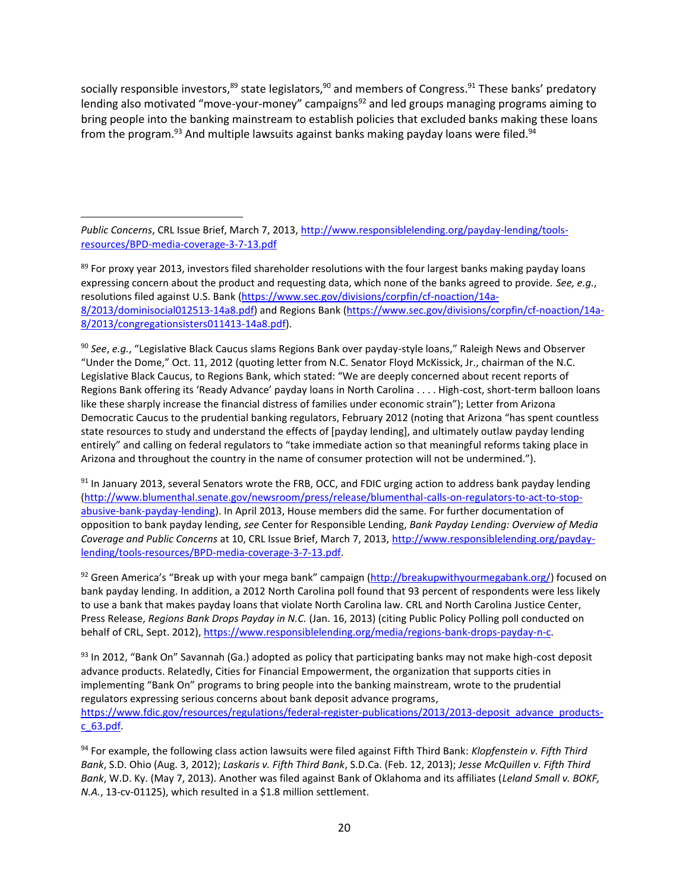socially responsible investors,[89] state legislators,[90] and members of Congress.[91] These banks' predatory lending also motivated "move-your-money" campaigns[92] and led groups managing programs aiming to bring people into the banking mainstream to establish policies that excluded banks making these loans from the program.[93] And multiple lawsuits against banks making payday loans were filed.[94]

---

*Public Concerns*, CRL Issue Brief, March 7, 2013, http://www.responsiblelending.org/payday-lending/tools-resources/BPD-media-coverage-3-7-13.pdf

[89] For proxy year 2013, investors filed shareholder resolutions with the four largest banks making payday loans expressing concern about the product and requesting data, which none of the banks agreed to provide. *See, e.g.*, resolutions filed against U.S. Bank (https://www.sec.gov/divisions/corpfin/cf-noaction/14a-8/2013/dominisocial012513-14a8.pdf) and Regions Bank (https://www.sec.gov/divisions/corpfin/cf-noaction/14a-8/2013/congregationsisters011413-14a8.pdf).

[90] *See*, *e.g.*, "Legislative Black Caucus slams Regions Bank over payday-style loans," Raleigh News and Observer "Under the Dome," Oct. 11, 2012 (quoting letter from N.C. Senator Floyd McKissick, Jr., chairman of the N.C. Legislative Black Caucus, to Regions Bank, which stated: "We are deeply concerned about recent reports of Regions Bank offering its 'Ready Advance' payday loans in North Carolina . . . . High-cost, short-term balloon loans like these sharply increase the financial distress of families under economic strain"); Letter from Arizona Democratic Caucus to the prudential banking regulators, February 2012 (noting that Arizona "has spent countless state resources to study and understand the effects of [payday lending], and ultimately outlaw payday lending entirely" and calling on federal regulators to "take immediate action so that meaningful reforms taking place in Arizona and throughout the country in the name of consumer protection will not be undermined.").

[91] In January 2013, several Senators wrote the FRB, OCC, and FDIC urging action to address bank payday lending (http://www.blumenthal.senate.gov/newsroom/press/release/blumenthal-calls-on-regulators-to-act-to-stop-abusive-bank-payday-lending). In April 2013, House members did the same. For further documentation of opposition to bank payday lending, *see* Center for Responsible Lending, *Bank Payday Lending: Overview of Media Coverage and Public Concerns* at 10, CRL Issue Brief, March 7, 2013, http://www.responsiblelending.org/payday-lending/tools-resources/BPD-media-coverage-3-7-13.pdf.

[92] Green America's "Break up with your mega bank" campaign (http://breakupwithyourmegabank.org/) focused on bank payday lending. In addition, a 2012 North Carolina poll found that 93 percent of respondents were less likely to use a bank that makes payday loans that violate North Carolina law. CRL and North Carolina Justice Center, Press Release, *Regions Bank Drops Payday in N.C.* (Jan. 16, 2013) (citing Public Policy Polling poll conducted on behalf of CRL, Sept. 2012), https://www.responsiblelending.org/media/regions-bank-drops-payday-n-c.

[93] In 2012, "Bank On" Savannah (Ga.) adopted as policy that participating banks may not make high-cost deposit advance products. Relatedly, Cities for Financial Empowerment, the organization that supports cities in implementing "Bank On" programs to bring people into the banking mainstream, wrote to the prudential regulators expressing serious concerns about bank deposit advance programs, https://www.fdic.gov/resources/regulations/federal-register-publications/2013/2013-deposit_advance_products-c_63.pdf.

[94] For example, the following class action lawsuits were filed against Fifth Third Bank: *Klopfenstein v. Fifth Third Bank*, S.D. Ohio (Aug. 3, 2012); *Laskaris v. Fifth Third Bank*, S.D.Ca. (Feb. 12, 2013); *Jesse McQuillen v. Fifth Third Bank*, W.D. Ky. (May 7, 2013). Another was filed against Bank of Oklahoma and its affiliates (*Leland Small v. BOKF, N.A.*, 13-cv-01125), which resulted in a $1.8 million settlement.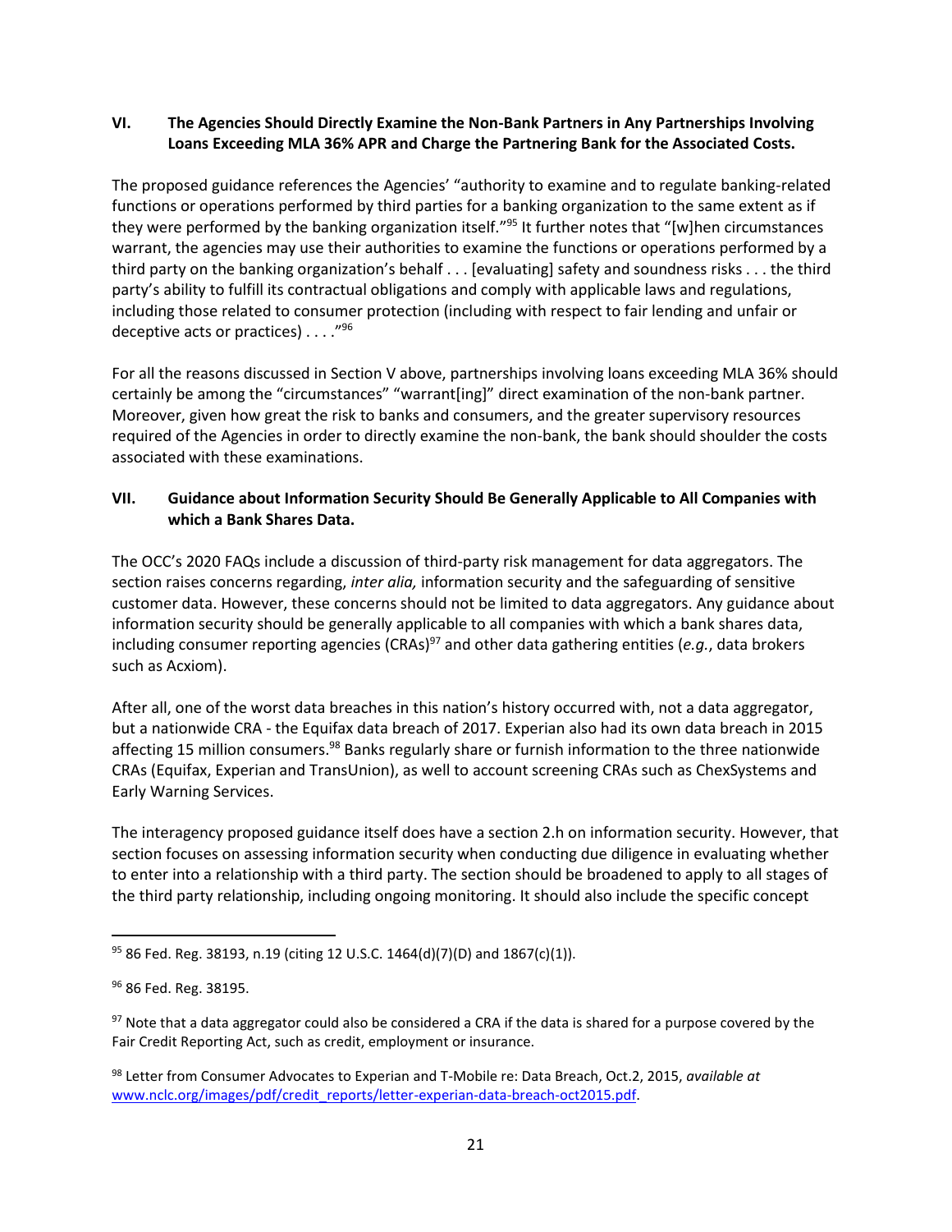## VI. The Agencies Should Directly Examine the Non-Bank Partners in Any Partnerships Involving Loans Exceeding MLA 36% APR and Charge the Partnering Bank for the Associated Costs.

The proposed guidance references the Agencies' "authority to examine and to regulate banking-related functions or operations performed by third parties for a banking organization to the same extent as if they were performed by the banking organization itself."[95] It further notes that "[w]hen circumstances warrant, the agencies may use their authorities to examine the functions or operations performed by a third party on the banking organization's behalf . . . [evaluating] safety and soundness risks . . . the third party's ability to fulfill its contractual obligations and comply with applicable laws and regulations, including those related to consumer protection (including with respect to fair lending and unfair or deceptive acts or practices) . . . ."[96]

For all the reasons discussed in Section V above, partnerships involving loans exceeding MLA 36% should certainly be among the "circumstances" "warrant[ing]" direct examination of the non-bank partner. Moreover, given how great the risk to banks and consumers, and the greater supervisory resources required of the Agencies in order to directly examine the non-bank, the bank should shoulder the costs associated with these examinations.

## VII. Guidance about Information Security Should Be Generally Applicable to All Companies with which a Bank Shares Data.

The OCC's 2020 FAQs include a discussion of third-party risk management for data aggregators. The section raises concerns regarding, *inter alia,* information security and the safeguarding of sensitive customer data. However, these concerns should not be limited to data aggregators. Any guidance about information security should be generally applicable to all companies with which a bank shares data, including consumer reporting agencies (CRAs)[97] and other data gathering entities (*e.g.*, data brokers such as Acxiom).

After all, one of the worst data breaches in this nation's history occurred with, not a data aggregator, but a nationwide CRA - the Equifax data breach of 2017. Experian also had its own data breach in 2015 affecting 15 million consumers.[98] Banks regularly share or furnish information to the three nationwide CRAs (Equifax, Experian and TransUnion), as well to account screening CRAs such as ChexSystems and Early Warning Services.

The interagency proposed guidance itself does have a section 2.h on information security. However, that section focuses on assessing information security when conducting due diligence in evaluating whether to enter into a relationship with a third party. The section should be broadened to apply to all stages of the third party relationship, including ongoing monitoring. It should also include the specific concept

---

[95] 86 Fed. Reg. 38193, n.19 (citing 12 U.S.C. 1464(d)(7)(D) and 1867(c)(1)).

[96] 86 Fed. Reg. 38195.

[97] Note that a data aggregator could also be considered a CRA if the data is shared for a purpose covered by the Fair Credit Reporting Act, such as credit, employment or insurance.

[98] Letter from Consumer Advocates to Experian and T-Mobile re: Data Breach, Oct.2, 2015, *available at* www.nclc.org/images/pdf/credit_reports/letter-experian-data-breach-oct2015.pdf.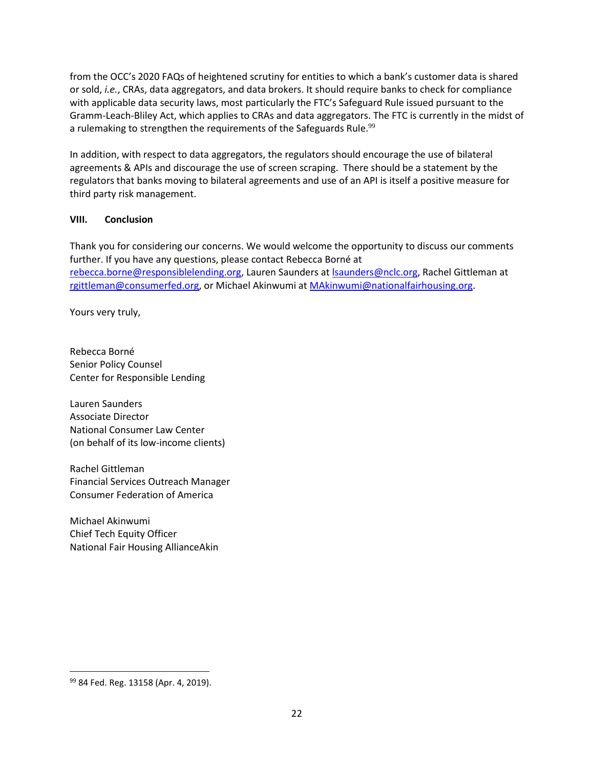from the OCC's 2020 FAQs of heightened scrutiny for entities to which a bank's customer data is shared or sold, *i.e.*, CRAs, data aggregators, and data brokers. It should require banks to check for compliance with applicable data security laws, most particularly the FTC's Safeguard Rule issued pursuant to the Gramm-Leach-Bliley Act, which applies to CRAs and data aggregators. The FTC is currently in the midst of a rulemaking to strengthen the requirements of the Safeguards Rule.[99]

In addition, with respect to data aggregators, the regulators should encourage the use of bilateral agreements & APIs and discourage the use of screen scraping. There should be a statement by the regulators that banks moving to bilateral agreements and use of an API is itself a positive measure for third party risk management.

## VIII. Conclusion

Thank you for considering our concerns. We would welcome the opportunity to discuss our comments further. If you have any questions, please contact Rebecca Borné at rebecca.borne@responsiblelending.org, Lauren Saunders at lsaunders@nclc.org, Rachel Gittleman at rgittleman@consumerfed.org, or Michael Akinwumi at MAkinwumi@nationalfairhousing.org.

Yours very truly,

Rebecca Borné
Senior Policy Counsel
Center for Responsible Lending

Lauren Saunders
Associate Director
National Consumer Law Center
(on behalf of its low-income clients)

Rachel Gittleman
Financial Services Outreach Manager
Consumer Federation of America

Michael Akinwumi
Chief Tech Equity Officer
National Fair Housing AllianceAkin

---

[99] 84 Fed. Reg. 13158 (Apr. 4, 2019).